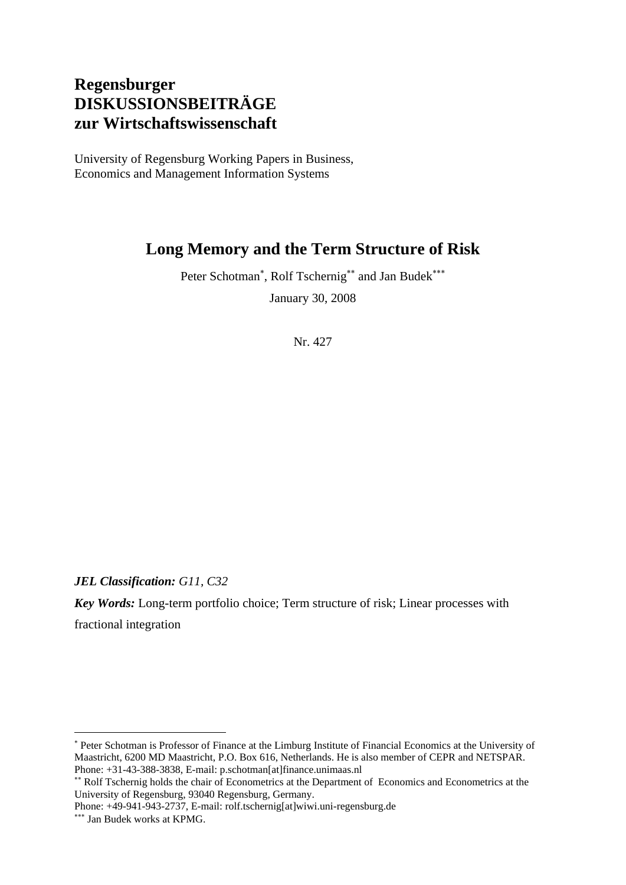# Regensburger DISKUSSIONSBEITRÄGE zur Wirtschaftswissenschaft

University of Regensburg Working Papers in Business, Economics and Management Information Systems

## Long Memory and the Term Structure of Risk

Peter Schotman[*], Rolf Tschernig[**] and Jan Budek[***]

January 30, 2008

Nr. 427

***JEL Classification:*** *G11, C32*

***Key Words:*** Long-term portfolio choice; Term structure of risk; Linear processes with fractional integration

---

[*] Peter Schotman is Professor of Finance at the Limburg Institute of Financial Economics at the University of Maastricht, 6200 MD Maastricht, P.O. Box 616, Netherlands. He is also member of CEPR and NETSPAR. Phone: +31-43-388-3838, E-mail: p.schotman[at]finance.unimaas.nl

[**] Rolf Tschernig holds the chair of Econometrics at the Department of Economics and Econometrics at the University of Regensburg, 93040 Regensburg, Germany.
Phone: +49-941-943-2737, E-mail: rolf.tschernig[at]wiwi.uni-regensburg.de

[***] Jan Budek works at KPMG.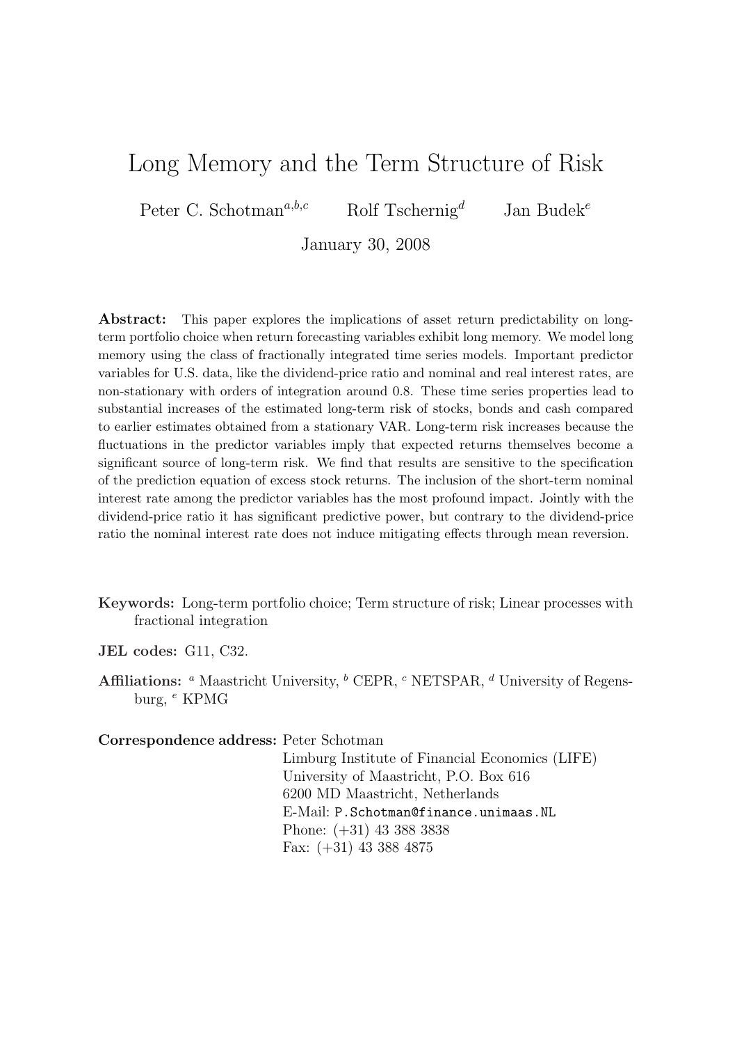# Long Memory and the Term Structure of Risk

Peter C. Schotman[a,b,c] Rolf Tschernig[d] Jan Budek[e]

January 30, 2008

**Abstract:** This paper explores the implications of asset return predictability on long-term portfolio choice when return forecasting variables exhibit long memory. We model long memory using the class of fractionally integrated time series models. Important predictor variables for U.S. data, like the dividend-price ratio and nominal and real interest rates, are non-stationary with orders of integration around 0.8. These time series properties lead to substantial increases of the estimated long-term risk of stocks, bonds and cash compared to earlier estimates obtained from a stationary VAR. Long-term risk increases because the fluctuations in the predictor variables imply that expected returns themselves become a significant source of long-term risk. We find that results are sensitive to the specification of the prediction equation of excess stock returns. The inclusion of the short-term nominal interest rate among the predictor variables has the most profound impact. Jointly with the dividend-price ratio it has significant predictive power, but contrary to the dividend-price ratio the nominal interest rate does not induce mitigating effects through mean reversion.

**Keywords:** Long-term portfolio choice; Term structure of risk; Linear processes with fractional integration

**JEL codes:** G11, C32.

**Affiliations:** [a] Maastricht University, [b] CEPR, [c] NETSPAR, [d] University of Regensburg, [e] KPMG

**Correspondence address:** Peter Schotman
Limburg Institute of Financial Economics (LIFE)
University of Maastricht, P.O. Box 616
6200 MD Maastricht, Netherlands
E-Mail: P.Schotman@finance.unimaas.NL
Phone: (+31) 43 388 3838
Fax: (+31) 43 388 4875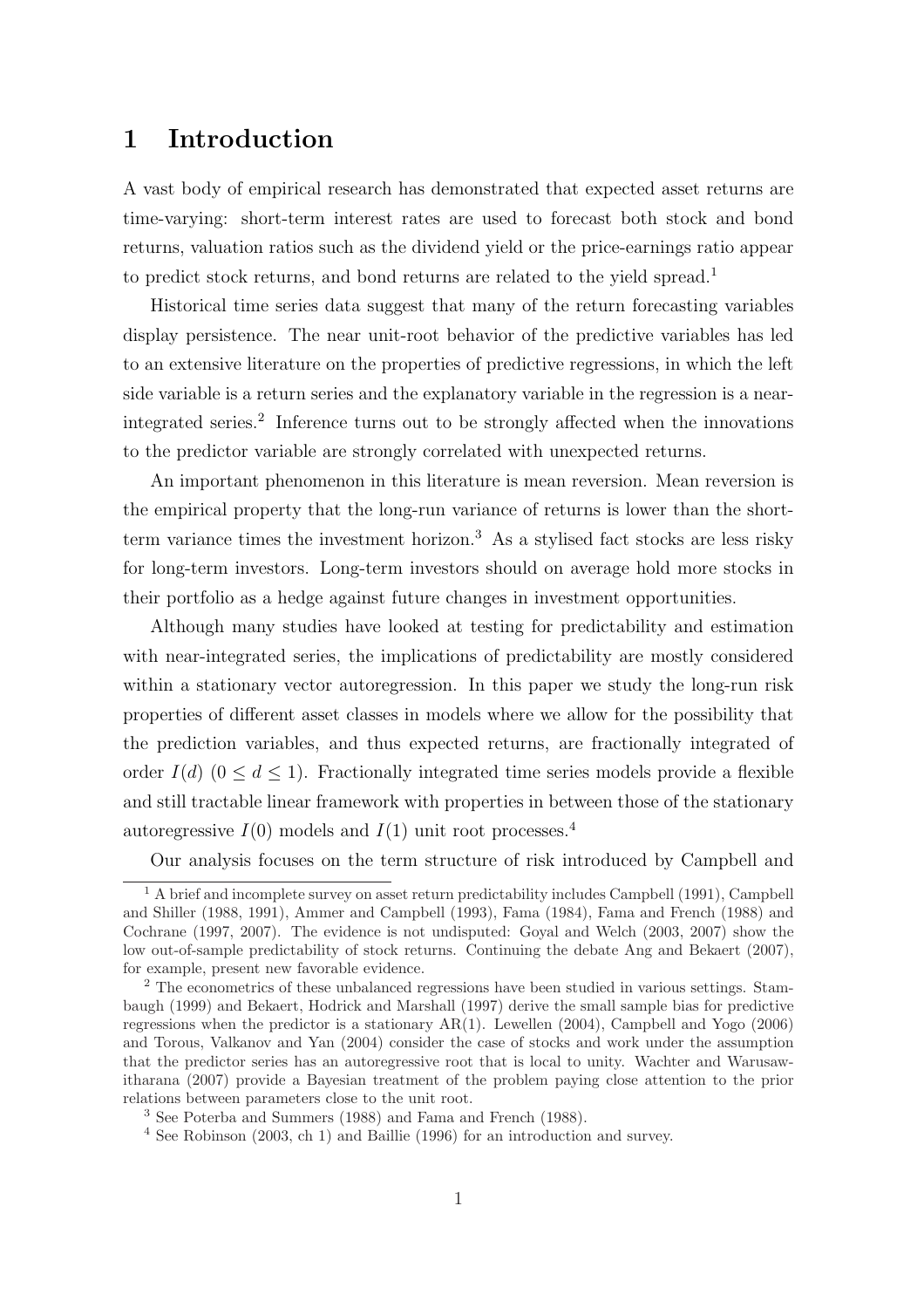# 1 Introduction

A vast body of empirical research has demonstrated that expected asset returns are time-varying: short-term interest rates are used to forecast both stock and bond returns, valuation ratios such as the dividend yield or the price-earnings ratio appear to predict stock returns, and bond returns are related to the yield spread.[1]

Historical time series data suggest that many of the return forecasting variables display persistence. The near unit-root behavior of the predictive variables has led to an extensive literature on the properties of predictive regressions, in which the left side variable is a return series and the explanatory variable in the regression is a near-integrated series.[2] Inference turns out to be strongly affected when the innovations to the predictor variable are strongly correlated with unexpected returns.

An important phenomenon in this literature is mean reversion. Mean reversion is the empirical property that the long-run variance of returns is lower than the short-term variance times the investment horizon.[3] As a stylised fact stocks are less risky for long-term investors. Long-term investors should on average hold more stocks in their portfolio as a hedge against future changes in investment opportunities.

Although many studies have looked at testing for predictability and estimation with near-integrated series, the implications of predictability are mostly considered within a stationary vector autoregression. In this paper we study the long-run risk properties of different asset classes in models where we allow for the possibility that the prediction variables, and thus expected returns, are fractionally integrated of order $I(d)$ ($0 \leq d \leq 1$). Fractionally integrated time series models provide a flexible and still tractable linear framework with properties in between those of the stationary autoregressive $I(0)$ models and $I(1)$ unit root processes.[4]

Our analysis focuses on the term structure of risk introduced by Campbell and

[1] A brief and incomplete survey on asset return predictability includes Campbell (1991), Campbell and Shiller (1988, 1991), Ammer and Campbell (1993), Fama (1984), Fama and French (1988) and Cochrane (1997, 2007). The evidence is not undisputed: Goyal and Welch (2003, 2007) show the low out-of-sample predictability of stock returns. Continuing the debate Ang and Bekaert (2007), for example, present new favorable evidence.

[2] The econometrics of these unbalanced regressions have been studied in various settings. Stambaugh (1999) and Bekaert, Hodrick and Marshall (1997) derive the small sample bias for predictive regressions when the predictor is a stationary AR(1). Lewellen (2004), Campbell and Yogo (2006) and Torous, Valkanov and Yan (2004) consider the case of stocks and work under the assumption that the predictor series has an autoregressive root that is local to unity. Wachter and Warusawitharana (2007) provide a Bayesian treatment of the problem paying close attention to the prior relations between parameters close to the unit root.

[3] See Poterba and Summers (1988) and Fama and French (1988).

[4] See Robinson (2003, ch 1) and Baillie (1996) for an introduction and survey.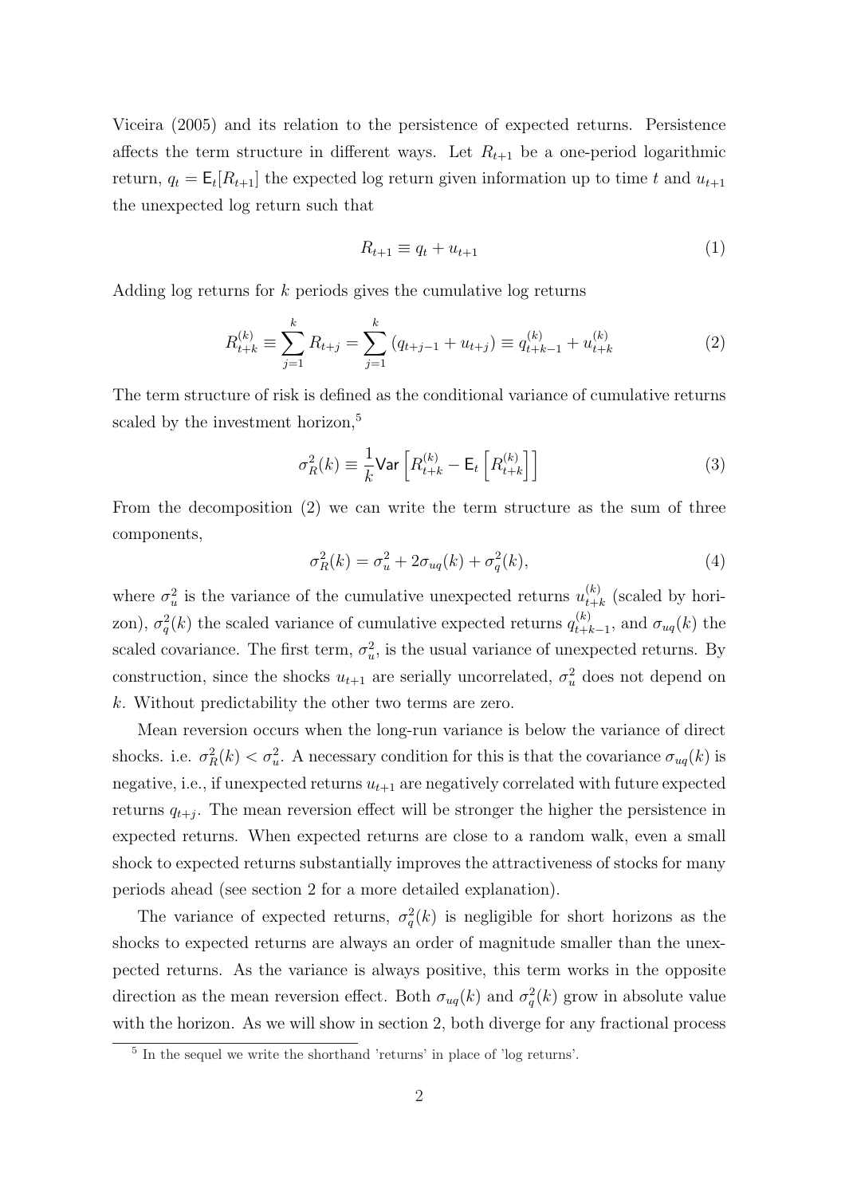Viceira (2005) and its relation to the persistence of expected returns. Persistence affects the term structure in different ways. Let $R_{t+1}$ be a one-period logarithmic return, $q_t = \mathsf{E}_t[R_{t+1}]$ the expected log return given information up to time $t$ and $u_{t+1}$ the unexpected log return such that

$$R_{t+1} \equiv q_t + u_{t+1} \tag{1}$$

Adding log returns for $k$ periods gives the cumulative log returns

$$R_{t+k}^{(k)} \equiv \sum_{j=1}^{k} R_{t+j} = \sum_{j=1}^{k} (q_{t+j-1} + u_{t+j}) \equiv q_{t+k-1}^{(k)} + u_{t+k}^{(k)} \tag{2}$$

The term structure of risk is defined as the conditional variance of cumulative returns scaled by the investment horizon,[5]

$$\sigma_R^2(k) \equiv \frac{1}{k} \mathsf{Var}\left[R_{t+k}^{(k)} - \mathsf{E}_t\left[R_{t+k}^{(k)}\right]\right] \tag{3}$$

From the decomposition (2) we can write the term structure as the sum of three components,

$$\sigma_R^2(k) = \sigma_u^2 + 2\sigma_{uq}(k) + \sigma_q^2(k), \tag{4}$$

where $\sigma_u^2$ is the variance of the cumulative unexpected returns $u_{t+k}^{(k)}$ (scaled by horizon), $\sigma_q^2(k)$ the scaled variance of cumulative expected returns $q_{t+k-1}^{(k)}$, and $\sigma_{uq}(k)$ the scaled covariance. The first term, $\sigma_u^2$, is the usual variance of unexpected returns. By construction, since the shocks $u_{t+1}$ are serially uncorrelated, $\sigma_u^2$ does not depend on $k$. Without predictability the other two terms are zero.

Mean reversion occurs when the long-run variance is below the variance of direct shocks. i.e. $\sigma_R^2(k) < \sigma_u^2$. A necessary condition for this is that the covariance $\sigma_{uq}(k)$ is negative, i.e., if unexpected returns $u_{t+1}$ are negatively correlated with future expected returns $q_{t+j}$. The mean reversion effect will be stronger the higher the persistence in expected returns. When expected returns are close to a random walk, even a small shock to expected returns substantially improves the attractiveness of stocks for many periods ahead (see section 2 for a more detailed explanation).

The variance of expected returns, $\sigma_q^2(k)$ is negligible for short horizons as the shocks to expected returns are always an order of magnitude smaller than the unexpected returns. As the variance is always positive, this term works in the opposite direction as the mean reversion effect. Both $\sigma_{uq}(k)$ and $\sigma_q^2(k)$ grow in absolute value with the horizon. As we will show in section 2, both diverge for any fractional process

[5] In the sequel we write the shorthand 'returns' in place of 'log returns'.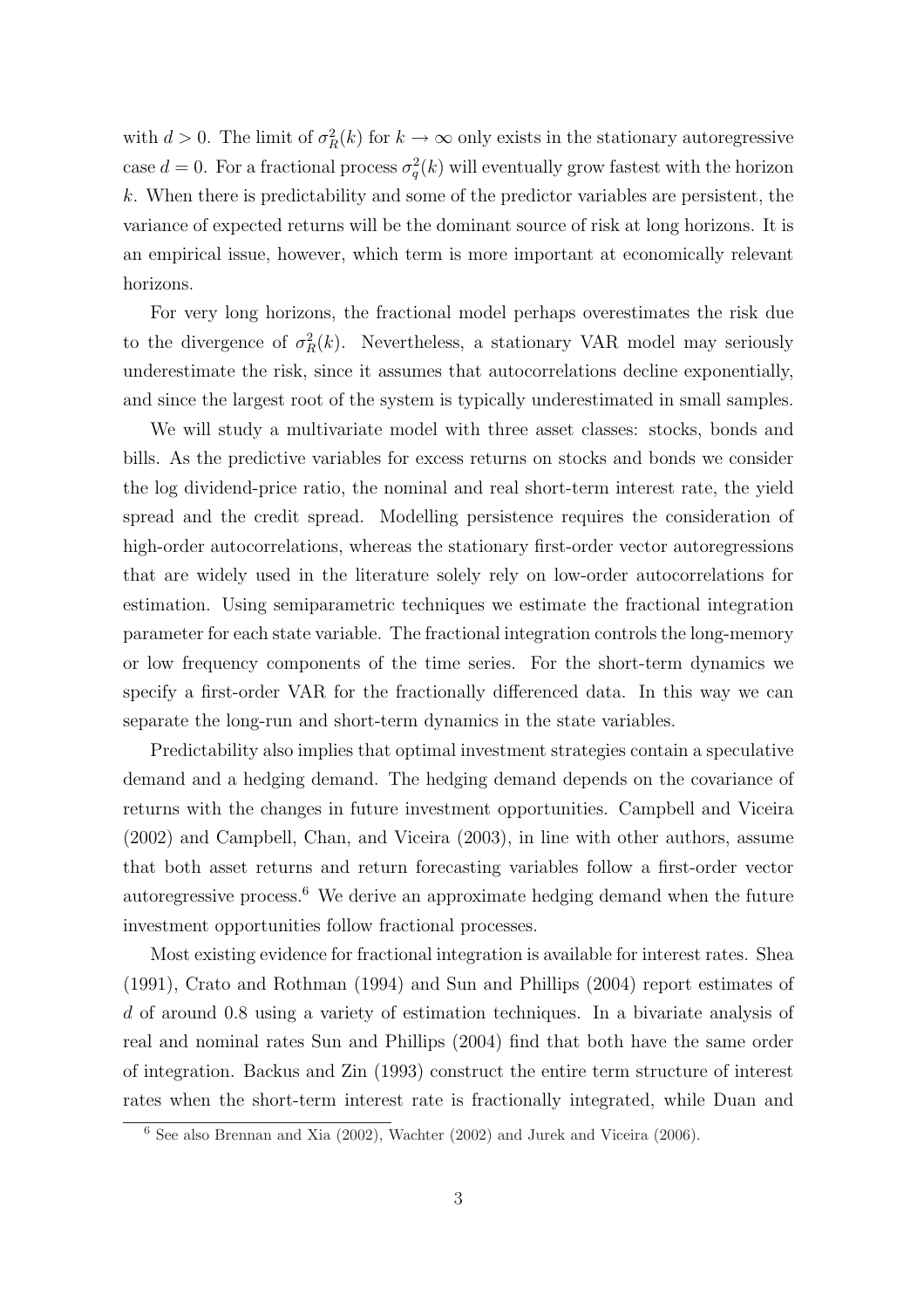with $d > 0$. The limit of $\sigma_R^2(k)$ for $k \to \infty$ only exists in the stationary autoregressive case $d = 0$. For a fractional process $\sigma_q^2(k)$ will eventually grow fastest with the horizon $k$. When there is predictability and some of the predictor variables are persistent, the variance of expected returns will be the dominant source of risk at long horizons. It is an empirical issue, however, which term is more important at economically relevant horizons.

For very long horizons, the fractional model perhaps overestimates the risk due to the divergence of $\sigma_R^2(k)$. Nevertheless, a stationary VAR model may seriously underestimate the risk, since it assumes that autocorrelations decline exponentially, and since the largest root of the system is typically underestimated in small samples.

We will study a multivariate model with three asset classes: stocks, bonds and bills. As the predictive variables for excess returns on stocks and bonds we consider the log dividend-price ratio, the nominal and real short-term interest rate, the yield spread and the credit spread. Modelling persistence requires the consideration of high-order autocorrelations, whereas the stationary first-order vector autoregressions that are widely used in the literature solely rely on low-order autocorrelations for estimation. Using semiparametric techniques we estimate the fractional integration parameter for each state variable. The fractional integration controls the long-memory or low frequency components of the time series. For the short-term dynamics we specify a first-order VAR for the fractionally differenced data. In this way we can separate the long-run and short-term dynamics in the state variables.

Predictability also implies that optimal investment strategies contain a speculative demand and a hedging demand. The hedging demand depends on the covariance of returns with the changes in future investment opportunities. Campbell and Viceira (2002) and Campbell, Chan, and Viceira (2003), in line with other authors, assume that both asset returns and return forecasting variables follow a first-order vector autoregressive process.[6] We derive an approximate hedging demand when the future investment opportunities follow fractional processes.

Most existing evidence for fractional integration is available for interest rates. Shea (1991), Crato and Rothman (1994) and Sun and Phillips (2004) report estimates of $d$ of around 0.8 using a variety of estimation techniques. In a bivariate analysis of real and nominal rates Sun and Phillips (2004) find that both have the same order of integration. Backus and Zin (1993) construct the entire term structure of interest rates when the short-term interest rate is fractionally integrated, while Duan and

[6] See also Brennan and Xia (2002), Wachter (2002) and Jurek and Viceira (2006).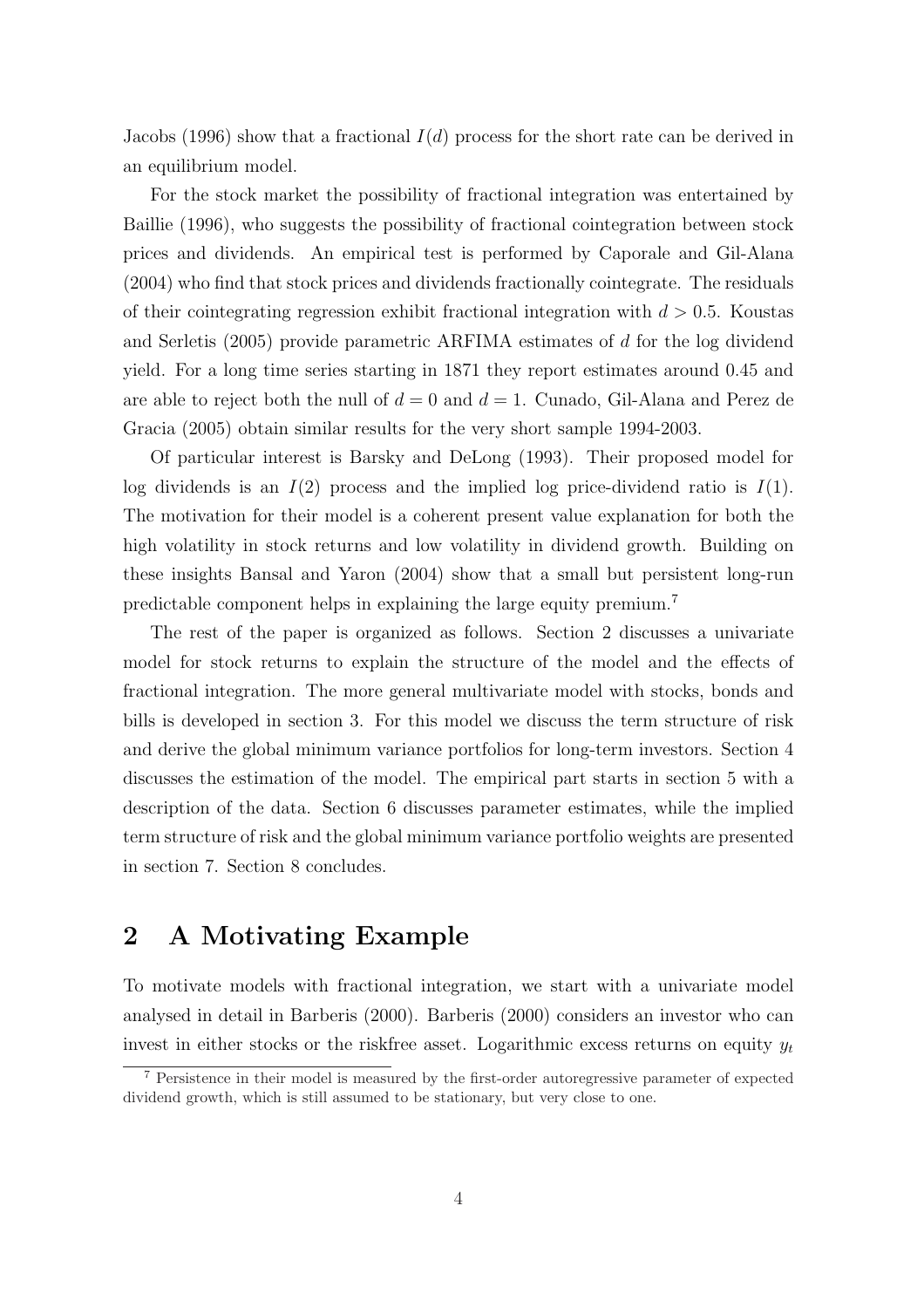Jacobs (1996) show that a fractional $I(d)$ process for the short rate can be derived in an equilibrium model.

For the stock market the possibility of fractional integration was entertained by Baillie (1996), who suggests the possibility of fractional cointegration between stock prices and dividends. An empirical test is performed by Caporale and Gil-Alana (2004) who find that stock prices and dividends fractionally cointegrate. The residuals of their cointegrating regression exhibit fractional integration with $d > 0.5$. Koustas and Serletis (2005) provide parametric ARFIMA estimates of $d$ for the log dividend yield. For a long time series starting in 1871 they report estimates around 0.45 and are able to reject both the null of $d = 0$ and $d = 1$. Cunado, Gil-Alana and Perez de Gracia (2005) obtain similar results for the very short sample 1994-2003.

Of particular interest is Barsky and DeLong (1993). Their proposed model for log dividends is an $I(2)$ process and the implied log price-dividend ratio is $I(1)$. The motivation for their model is a coherent present value explanation for both the high volatility in stock returns and low volatility in dividend growth. Building on these insights Bansal and Yaron (2004) show that a small but persistent long-run predictable component helps in explaining the large equity premium.[7]

The rest of the paper is organized as follows. Section 2 discusses a univariate model for stock returns to explain the structure of the model and the effects of fractional integration. The more general multivariate model with stocks, bonds and bills is developed in section 3. For this model we discuss the term structure of risk and derive the global minimum variance portfolios for long-term investors. Section 4 discusses the estimation of the model. The empirical part starts in section 5 with a description of the data. Section 6 discusses parameter estimates, while the implied term structure of risk and the global minimum variance portfolio weights are presented in section 7. Section 8 concludes.

## 2 A Motivating Example

To motivate models with fractional integration, we start with a univariate model analysed in detail in Barberis (2000). Barberis (2000) considers an investor who can invest in either stocks or the riskfree asset. Logarithmic excess returns on equity $y_t$

[7] Persistence in their model is measured by the first-order autoregressive parameter of expected dividend growth, which is still assumed to be stationary, but very close to one.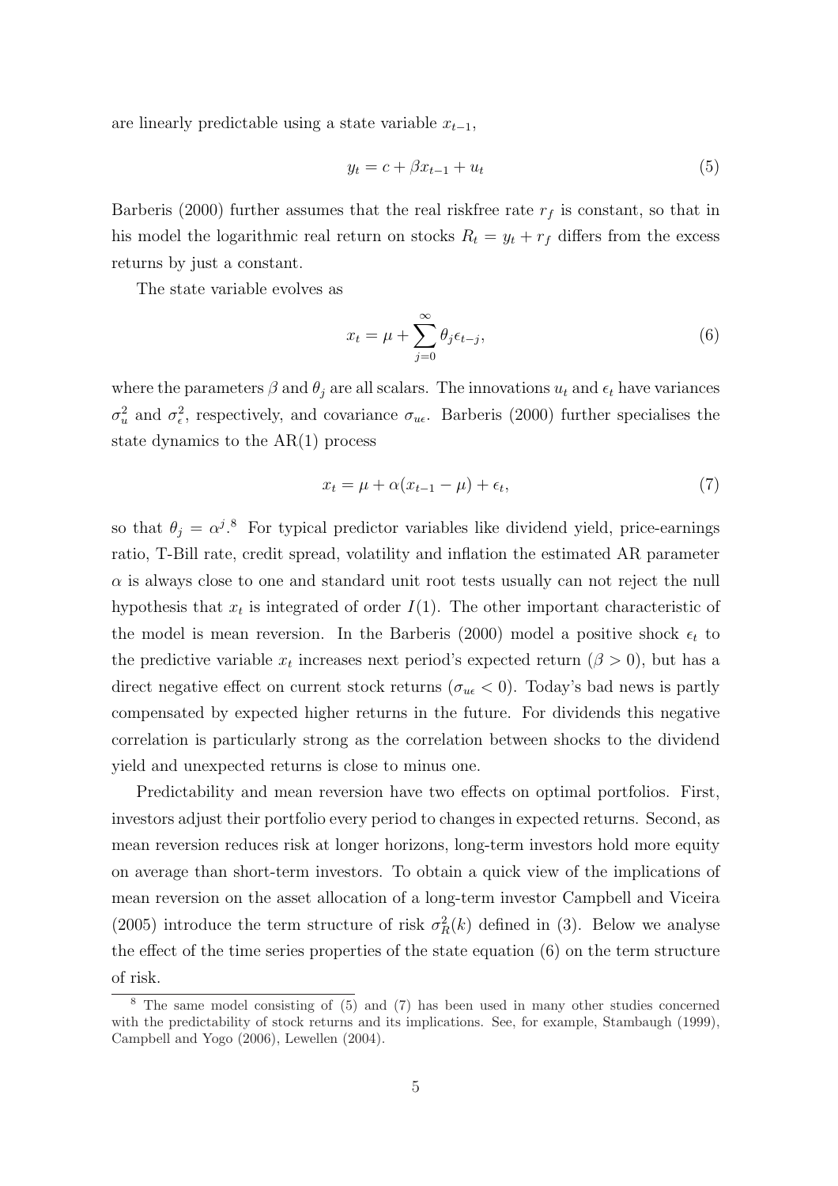are linearly predictable using a state variable $x_{t-1}$,

$$y_t = c + \beta x_{t-1} + u_t \tag{5}$$

Barberis (2000) further assumes that the real riskfree rate $r_f$ is constant, so that in his model the logarithmic real return on stocks $R_t = y_t + r_f$ differs from the excess returns by just a constant.

The state variable evolves as

$$x_t = \mu + \sum_{j=0}^{\infty} \theta_j \epsilon_{t-j}, \tag{6}$$

where the parameters $\beta$ and $\theta_j$ are all scalars. The innovations $u_t$ and $\epsilon_t$ have variances $\sigma_u^2$ and $\sigma_\epsilon^2$, respectively, and covariance $\sigma_{u\epsilon}$. Barberis (2000) further specialises the state dynamics to the AR(1) process

$$x_t = \mu + \alpha(x_{t-1} - \mu) + \epsilon_t, \tag{7}$$

so that $\theta_j = \alpha^j$.[8] For typical predictor variables like dividend yield, price-earnings ratio, T-Bill rate, credit spread, volatility and inflation the estimated AR parameter $\alpha$ is always close to one and standard unit root tests usually can not reject the null hypothesis that $x_t$ is integrated of order $I(1)$. The other important characteristic of the model is mean reversion. In the Barberis (2000) model a positive shock $\epsilon_t$ to the predictive variable $x_t$ increases next period's expected return ($\beta > 0$), but has a direct negative effect on current stock returns ($\sigma_{u\epsilon} < 0$). Today's bad news is partly compensated by expected higher returns in the future. For dividends this negative correlation is particularly strong as the correlation between shocks to the dividend yield and unexpected returns is close to minus one.

Predictability and mean reversion have two effects on optimal portfolios. First, investors adjust their portfolio every period to changes in expected returns. Second, as mean reversion reduces risk at longer horizons, long-term investors hold more equity on average than short-term investors. To obtain a quick view of the implications of mean reversion on the asset allocation of a long-term investor Campbell and Viceira (2005) introduce the term structure of risk $\sigma_R^2(k)$ defined in (3). Below we analyse the effect of the time series properties of the state equation (6) on the term structure of risk.

[8] The same model consisting of (5) and (7) has been used in many other studies concerned with the predictability of stock returns and its implications. See, for example, Stambaugh (1999), Campbell and Yogo (2006), Lewellen (2004).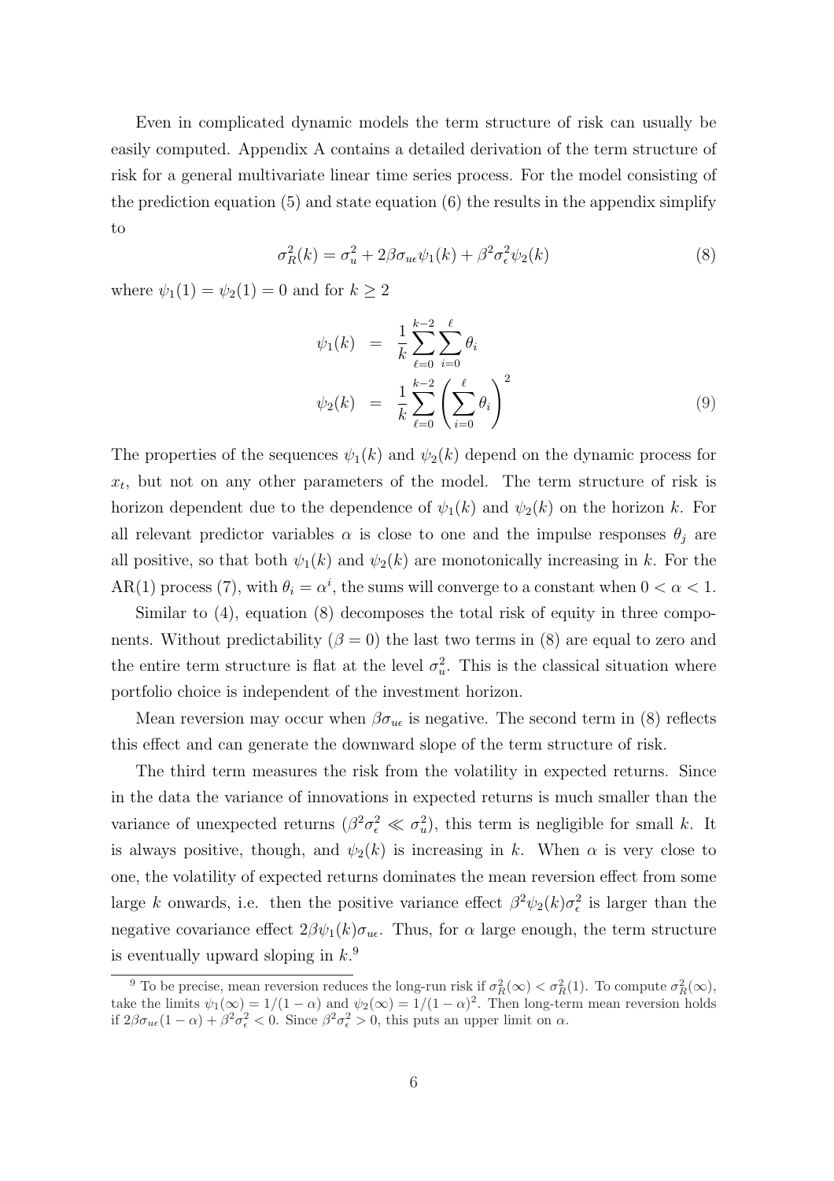Even in complicated dynamic models the term structure of risk can usually be easily computed. Appendix A contains a detailed derivation of the term structure of risk for a general multivariate linear time series process. For the model consisting of the prediction equation (5) and state equation (6) the results in the appendix simplify to

$$\sigma_R^2(k) = \sigma_u^2 + 2\beta\sigma_{u\epsilon}\psi_1(k) + \beta^2\sigma_\epsilon^2\psi_2(k) \tag{8}$$

where $\psi_1(1) = \psi_2(1) = 0$ and for $k \geq 2$

$$\begin{aligned} \psi_1(k) &= \frac{1}{k}\sum_{\ell=0}^{k-2}\sum_{i=0}^{\ell}\theta_i \\ \psi_2(k) &= \frac{1}{k}\sum_{\ell=0}^{k-2}\left(\sum_{i=0}^{\ell}\theta_i\right)^2 \end{aligned} \tag{9}$$

The properties of the sequences $\psi_1(k)$ and $\psi_2(k)$ depend on the dynamic process for $x_t$, but not on any other parameters of the model. The term structure of risk is horizon dependent due to the dependence of $\psi_1(k)$ and $\psi_2(k)$ on the horizon $k$. For all relevant predictor variables $\alpha$ is close to one and the impulse responses $\theta_j$ are all positive, so that both $\psi_1(k)$ and $\psi_2(k)$ are monotonically increasing in $k$. For the AR(1) process (7), with $\theta_i = \alpha^i$, the sums will converge to a constant when $0 < \alpha < 1$.

Similar to (4), equation (8) decomposes the total risk of equity in three components. Without predictability ($\beta = 0$) the last two terms in (8) are equal to zero and the entire term structure is flat at the level $\sigma_u^2$. This is the classical situation where portfolio choice is independent of the investment horizon.

Mean reversion may occur when $\beta\sigma_{u\epsilon}$ is negative. The second term in (8) reflects this effect and can generate the downward slope of the term structure of risk.

The third term measures the risk from the volatility in expected returns. Since in the data the variance of innovations in expected returns is much smaller than the variance of unexpected returns ($\beta^2\sigma_\epsilon^2 \ll \sigma_u^2$), this term is negligible for small $k$. It is always positive, though, and $\psi_2(k)$ is increasing in $k$. When $\alpha$ is very close to one, the volatility of expected returns dominates the mean reversion effect from some large $k$ onwards, i.e. then the positive variance effect $\beta^2\psi_2(k)\sigma_\epsilon^2$ is larger than the negative covariance effect $2\beta\psi_1(k)\sigma_{u\epsilon}$. Thus, for $\alpha$ large enough, the term structure is eventually upward sloping in $k$.[9]

[9] To be precise, mean reversion reduces the long-run risk if $\sigma_R^2(\infty) < \sigma_R^2(1)$. To compute $\sigma_R^2(\infty)$, take the limits $\psi_1(\infty) = 1/(1-\alpha)$ and $\psi_2(\infty) = 1/(1-\alpha)^2$. Then long-term mean reversion holds if $2\beta\sigma_{u\epsilon}(1-\alpha) + \beta^2\sigma_\epsilon^2 < 0$. Since $\beta^2\sigma_\epsilon^2 > 0$, this puts an upper limit on $\alpha$.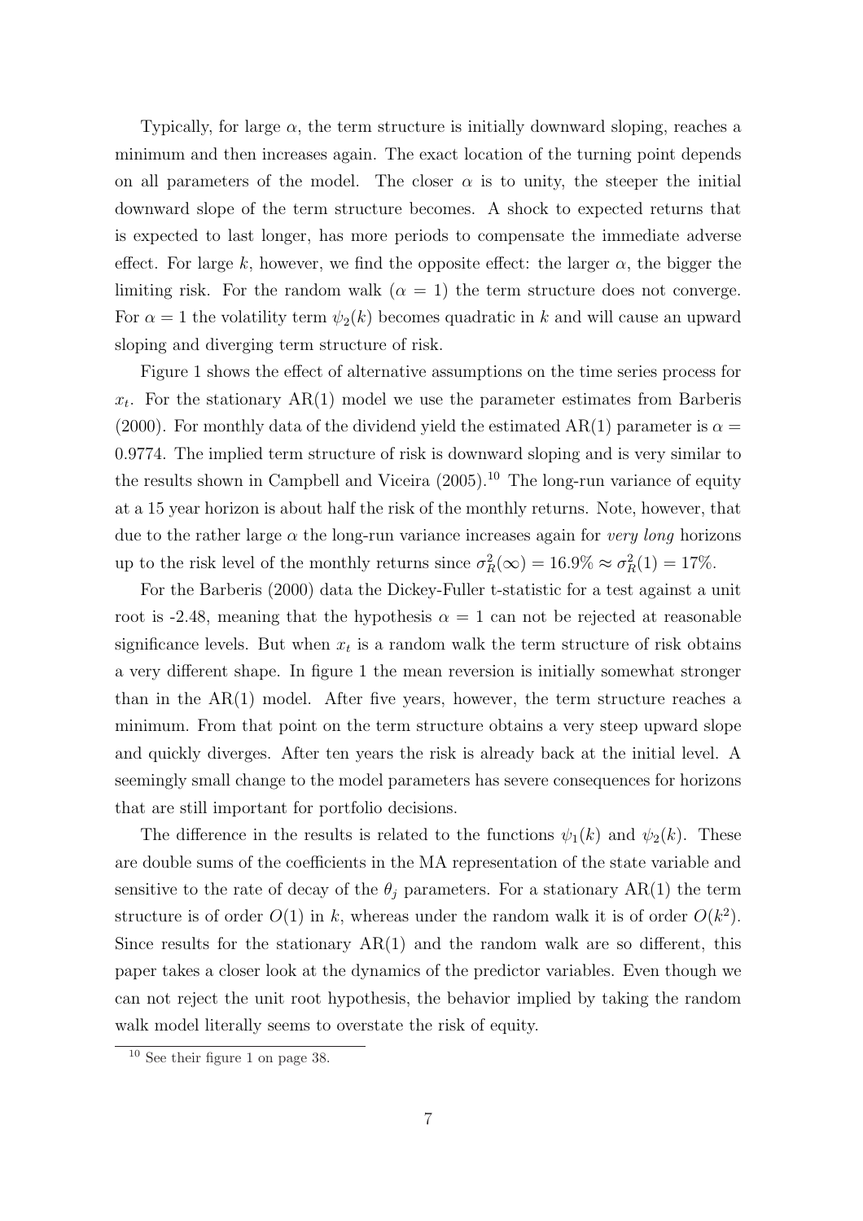Typically, for large $\alpha$, the term structure is initially downward sloping, reaches a minimum and then increases again. The exact location of the turning point depends on all parameters of the model. The closer $\alpha$ is to unity, the steeper the initial downward slope of the term structure becomes. A shock to expected returns that is expected to last longer, has more periods to compensate the immediate adverse effect. For large $k$, however, we find the opposite effect: the larger $\alpha$, the bigger the limiting risk. For the random walk ($\alpha = 1$) the term structure does not converge. For $\alpha = 1$ the volatility term $\psi_2(k)$ becomes quadratic in $k$ and will cause an upward sloping and diverging term structure of risk.

Figure 1 shows the effect of alternative assumptions on the time series process for $x_t$. For the stationary AR(1) model we use the parameter estimates from Barberis (2000). For monthly data of the dividend yield the estimated AR(1) parameter is $\alpha = 0.9774$. The implied term structure of risk is downward sloping and is very similar to the results shown in Campbell and Viceira (2005).[10] The long-run variance of equity at a 15 year horizon is about half the risk of the monthly returns. Note, however, that due to the rather large $\alpha$ the long-run variance increases again for *very long* horizons up to the risk level of the monthly returns since $\sigma_R^2(\infty) = 16.9\% \approx \sigma_R^2(1) = 17\%$.

For the Barberis (2000) data the Dickey-Fuller t-statistic for a test against a unit root is -2.48, meaning that the hypothesis $\alpha = 1$ can not be rejected at reasonable significance levels. But when $x_t$ is a random walk the term structure of risk obtains a very different shape. In figure 1 the mean reversion is initially somewhat stronger than in the AR(1) model. After five years, however, the term structure reaches a minimum. From that point on the term structure obtains a very steep upward slope and quickly diverges. After ten years the risk is already back at the initial level. A seemingly small change to the model parameters has severe consequences for horizons that are still important for portfolio decisions.

The difference in the results is related to the functions $\psi_1(k)$ and $\psi_2(k)$. These are double sums of the coefficients in the MA representation of the state variable and sensitive to the rate of decay of the $\theta_j$ parameters. For a stationary AR(1) the term structure is of order $O(1)$ in $k$, whereas under the random walk it is of order $O(k^2)$. Since results for the stationary AR(1) and the random walk are so different, this paper takes a closer look at the dynamics of the predictor variables. Even though we can not reject the unit root hypothesis, the behavior implied by taking the random walk model literally seems to overstate the risk of equity.

[10] See their figure 1 on page 38.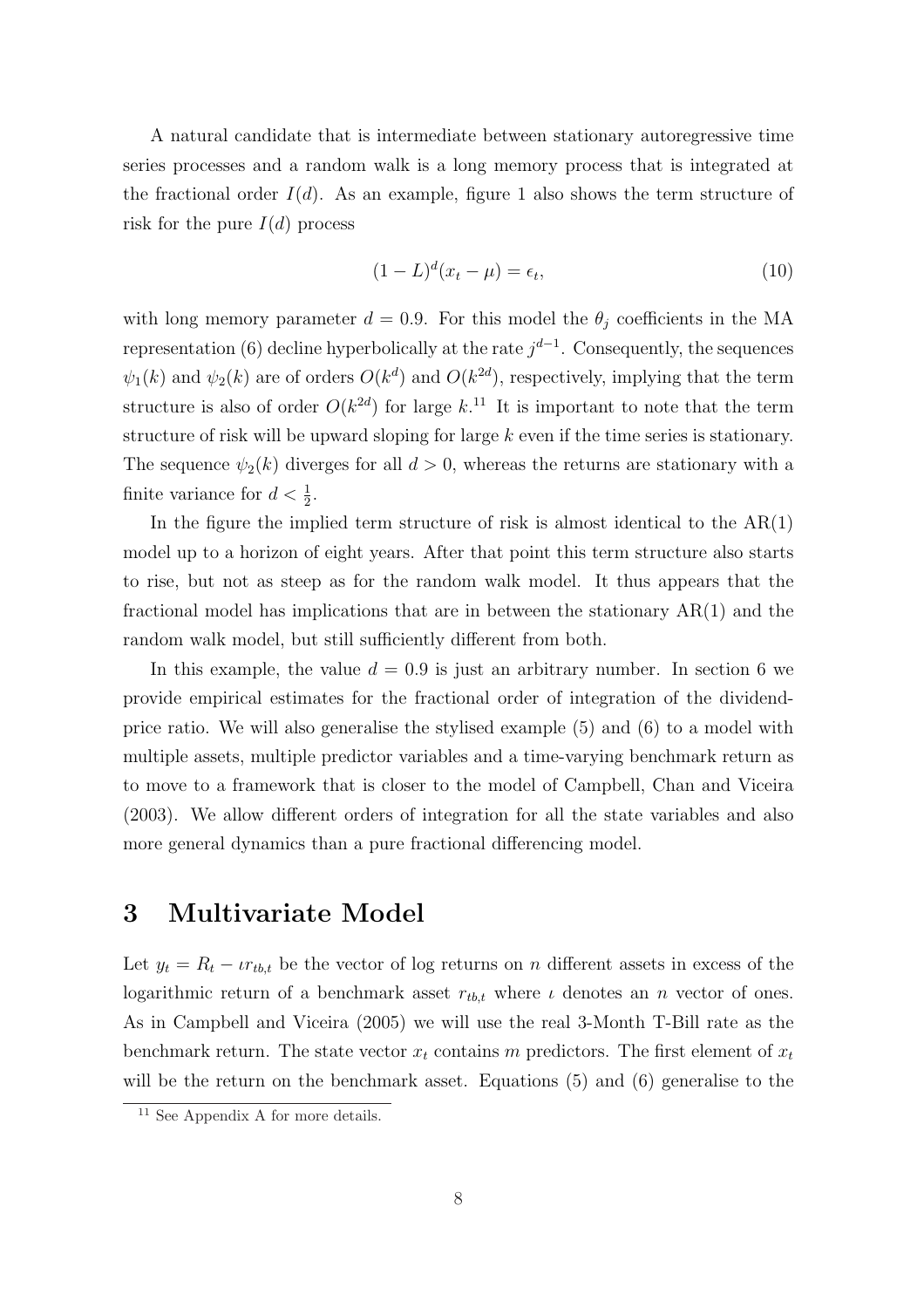A natural candidate that is intermediate between stationary autoregressive time series processes and a random walk is a long memory process that is integrated at the fractional order $I(d)$. As an example, figure 1 also shows the term structure of risk for the pure $I(d)$ process

$$(1-L)^d(x_t - \mu) = \epsilon_t, \tag{10}$$

with long memory parameter $d = 0.9$. For this model the $\theta_j$ coefficients in the MA representation (6) decline hyperbolically at the rate $j^{d-1}$. Consequently, the sequences $\psi_1(k)$ and $\psi_2(k)$ are of orders $O(k^d)$ and $O(k^{2d})$, respectively, implying that the term structure is also of order $O(k^{2d})$ for large $k$.[11] It is important to note that the term structure of risk will be upward sloping for large $k$ even if the time series is stationary. The sequence $\psi_2(k)$ diverges for all $d > 0$, whereas the returns are stationary with a finite variance for $d < \frac{1}{2}$.

In the figure the implied term structure of risk is almost identical to the AR(1) model up to a horizon of eight years. After that point this term structure also starts to rise, but not as steep as for the random walk model. It thus appears that the fractional model has implications that are in between the stationary AR(1) and the random walk model, but still sufficiently different from both.

In this example, the value $d = 0.9$ is just an arbitrary number. In section 6 we provide empirical estimates for the fractional order of integration of the dividend-price ratio. We will also generalise the stylised example (5) and (6) to a model with multiple assets, multiple predictor variables and a time-varying benchmark return as to move to a framework that is closer to the model of Campbell, Chan and Viceira (2003). We allow different orders of integration for all the state variables and also more general dynamics than a pure fractional differencing model.

# 3 Multivariate Model

Let $y_t = R_t - \iota r_{tb,t}$ be the vector of log returns on $n$ different assets in excess of the logarithmic return of a benchmark asset $r_{tb,t}$ where $\iota$ denotes an $n$ vector of ones. As in Campbell and Viceira (2005) we will use the real 3-Month T-Bill rate as the benchmark return. The state vector $x_t$ contains $m$ predictors. The first element of $x_t$ will be the return on the benchmark asset. Equations (5) and (6) generalise to the

[11] See Appendix A for more details.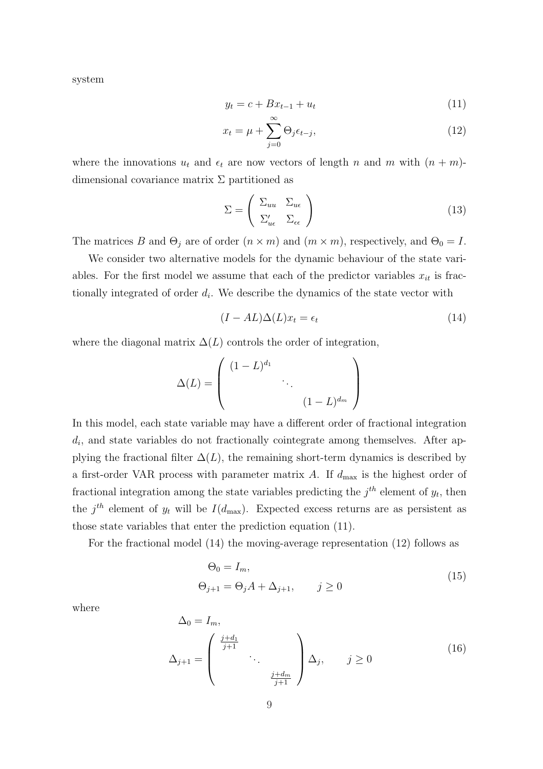system

$$y_t = c + Bx_{t-1} + u_t \tag{11}$$

$$x_t = \mu + \sum_{j=0}^{\infty} \Theta_j \epsilon_{t-j}, \tag{12}$$

where the innovations $u_t$ and $\epsilon_t$ are now vectors of length $n$ and $m$ with $(n+m)$-dimensional covariance matrix $\Sigma$ partitioned as

$$\Sigma = \begin{pmatrix} \Sigma_{uu} & \Sigma_{u\epsilon} \\ \Sigma'_{u\epsilon} & \Sigma_{\epsilon\epsilon} \end{pmatrix} \tag{13}$$

The matrices $B$ and $\Theta_j$ are of order $(n \times m)$ and $(m \times m)$, respectively, and $\Theta_0 = I$.

We consider two alternative models for the dynamic behaviour of the state variables. For the first model we assume that each of the predictor variables $x_{it}$ is fractionally integrated of order $d_i$. We describe the dynamics of the state vector with

$$(I - AL)\Delta(L)x_t = \epsilon_t \tag{14}$$

where the diagonal matrix $\Delta(L)$ controls the order of integration,

$$\Delta(L) = \begin{pmatrix} (1-L)^{d_1} & & \\ & \ddots & \\ & & (1-L)^{d_m} \end{pmatrix}$$

In this model, each state variable may have a different order of fractional integration $d_i$, and state variables do not fractionally cointegrate among themselves. After applying the fractional filter $\Delta(L)$, the remaining short-term dynamics is described by a first-order VAR process with parameter matrix $A$. If $d_{\max}$ is the highest order of fractional integration among the state variables predicting the $j^{th}$ element of $y_t$, then the $j^{th}$ element of $y_t$ will be $I(d_{\max})$. Expected excess returns are as persistent as those state variables that enter the prediction equation (11).

For the fractional model (14) the moving-average representation (12) follows as

$$\begin{aligned} \Theta_0 &= I_m, \\ \Theta_{j+1} &= \Theta_j A + \Delta_{j+1}, \qquad j \geq 0 \end{aligned} \tag{15}$$

where

$$\begin{aligned} \Delta_0 &= I_m, \\ \Delta_{j+1} &= \begin{pmatrix} \frac{j+d_1}{j+1} & & \\ & \ddots & \\ & & \frac{j+d_m}{j+1} \end{pmatrix} \Delta_j, \qquad j \geq 0 \end{aligned} \tag{16}$$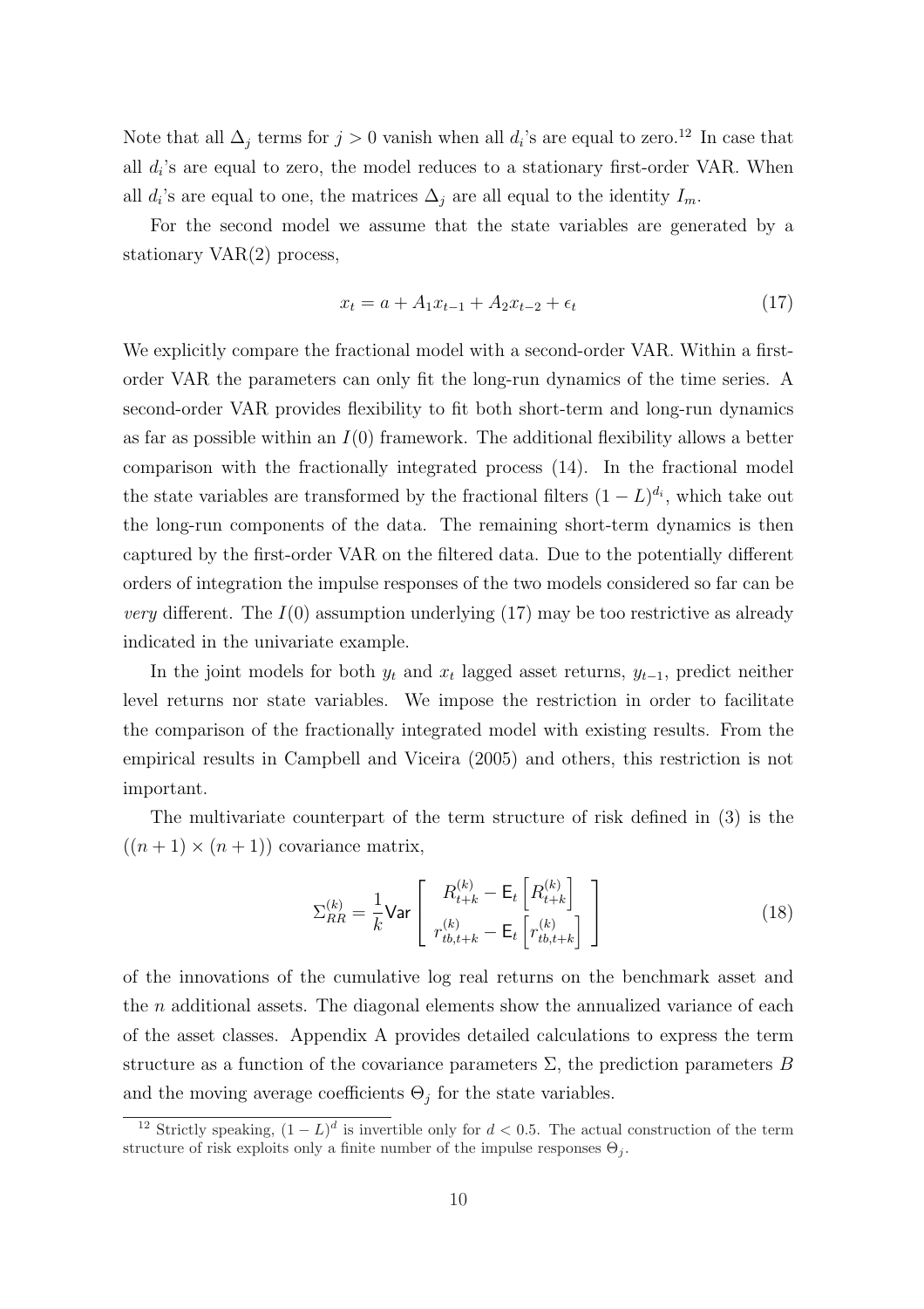Note that all $\Delta_j$ terms for $j > 0$ vanish when all $d_i$'s are equal to zero.[12] In case that all $d_i$'s are equal to zero, the model reduces to a stationary first-order VAR. When all $d_i$'s are equal to one, the matrices $\Delta_j$ are all equal to the identity $I_m$.

For the second model we assume that the state variables are generated by a stationary VAR(2) process,

$$x_t = a + A_1 x_{t-1} + A_2 x_{t-2} + \epsilon_t \tag{17}$$

We explicitly compare the fractional model with a second-order VAR. Within a first-order VAR the parameters can only fit the long-run dynamics of the time series. A second-order VAR provides flexibility to fit both short-term and long-run dynamics as far as possible within an $I(0)$ framework. The additional flexibility allows a better comparison with the fractionally integrated process (14). In the fractional model the state variables are transformed by the fractional filters $(1-L)^{d_i}$, which take out the long-run components of the data. The remaining short-term dynamics is then captured by the first-order VAR on the filtered data. Due to the potentially different orders of integration the impulse responses of the two models considered so far can be *very* different. The $I(0)$ assumption underlying (17) may be too restrictive as already indicated in the univariate example.

In the joint models for both $y_t$ and $x_t$ lagged asset returns, $y_{t-1}$, predict neither level returns nor state variables. We impose the restriction in order to facilitate the comparison of the fractionally integrated model with existing results. From the empirical results in Campbell and Viceira (2005) and others, this restriction is not important.

The multivariate counterpart of the term structure of risk defined in (3) is the $((n+1) \times (n+1))$ covariance matrix,

$$\Sigma_{RR}^{(k)} = \frac{1}{k} \mathsf{Var} \begin{bmatrix} R_{t+k}^{(k)} - \mathsf{E}_t \left[ R_{t+k}^{(k)} \right] \\ r_{tb,t+k}^{(k)} - \mathsf{E}_t \left[ r_{tb,t+k}^{(k)} \right] \end{bmatrix} \tag{18}$$

of the innovations of the cumulative log real returns on the benchmark asset and the $n$ additional assets. The diagonal elements show the annualized variance of each of the asset classes. Appendix A provides detailed calculations to express the term structure as a function of the covariance parameters $\Sigma$, the prediction parameters $B$ and the moving average coefficients $\Theta_j$ for the state variables.

[12] Strictly speaking, $(1-L)^d$ is invertible only for $d < 0.5$. The actual construction of the term structure of risk exploits only a finite number of the impulse responses $\Theta_j$.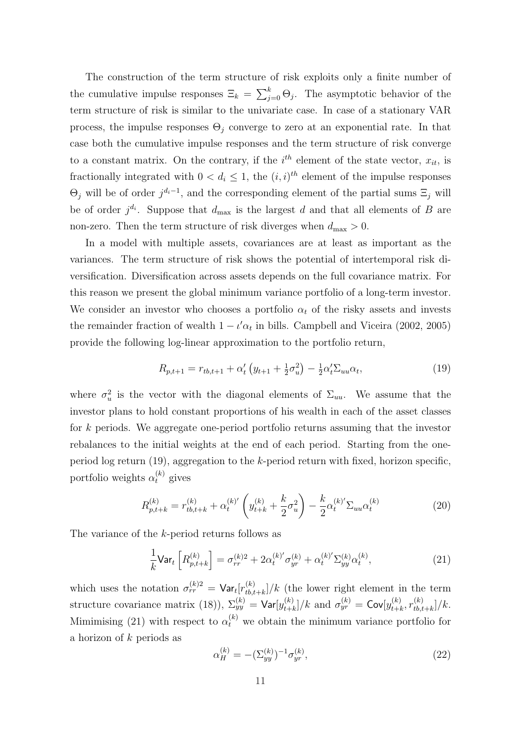The construction of the term structure of risk exploits only a finite number of the cumulative impulse responses $\Xi_k = \sum_{j=0}^{k} \Theta_j$. The asymptotic behavior of the term structure of risk is similar to the univariate case. In case of a stationary VAR process, the impulse responses $\Theta_j$ converge to zero at an exponential rate. In that case both the cumulative impulse responses and the term structure of risk converge to a constant matrix. On the contrary, if the $i^{th}$ element of the state vector, $x_{it}$, is fractionally integrated with $0 < d_i \leq 1$, the $(i,i)^{th}$ element of the impulse responses $\Theta_j$ will be of order $j^{d_i - 1}$, and the corresponding element of the partial sums $\Xi_j$ will be of order $j^{d_i}$. Suppose that $d_{\max}$ is the largest $d$ and that all elements of $B$ are non-zero. Then the term structure of risk diverges when $d_{\max} > 0$.

In a model with multiple assets, covariances are at least as important as the variances. The term structure of risk shows the potential of intertemporal risk diversification. Diversification across assets depends on the full covariance matrix. For this reason we present the global minimum variance portfolio of a long-term investor. We consider an investor who chooses a portfolio $\alpha_t$ of the risky assets and invests the remainder fraction of wealth $1 - \iota' \alpha_t$ in bills. Campbell and Viceira (2002, 2005) provide the following log-linear approximation to the portfolio return,

$$R_{p,t+1} = r_{tb,t+1} + \alpha_t' \left( y_{t+1} + \tfrac{1}{2}\sigma_u^2 \right) - \tfrac{1}{2}\alpha_t' \Sigma_{uu} \alpha_t, \tag{19}$$

where $\sigma_u^2$ is the vector with the diagonal elements of $\Sigma_{uu}$. We assume that the investor plans to hold constant proportions of his wealth in each of the asset classes for $k$ periods. We aggregate one-period portfolio returns assuming that the investor rebalances to the initial weights at the end of each period. Starting from the one-period log return (19), aggregation to the $k$-period return with fixed, horizon specific, portfolio weights $\alpha_t^{(k)}$ gives

$$R_{p,t+k}^{(k)} = r_{tb,t+k}^{(k)} + \alpha_t^{(k)\prime} \left( y_{t+k}^{(k)} + \frac{k}{2}\sigma_u^2 \right) - \frac{k}{2} \alpha_t^{(k)\prime} \Sigma_{uu} \alpha_t^{(k)} \tag{20}$$

The variance of the $k$-period returns follows as

$$\frac{1}{k} \mathsf{Var}_t \left[ R_{p,t+k}^{(k)} \right] = \sigma_{rr}^{(k)2} + 2\alpha_t^{(k)\prime} \sigma_{yr}^{(k)} + \alpha_t^{(k)\prime} \Sigma_{yy}^{(k)} \alpha_t^{(k)}, \tag{21}$$

which uses the notation $\sigma_{rr}^{(k)2} = \mathsf{Var}_t[r_{tb,t+k}^{(k)}]/k$ (the lower right element in the term structure covariance matrix (18)), $\Sigma_{yy}^{(k)} = \mathsf{Var}[y_{t+k}^{(k)}]/k$ and $\sigma_{yr}^{(k)} = \mathsf{Cov}[y_{t+k}^{(k)}, r_{tb,t+k}^{(k)}]/k$. Mimimising (21) with respect to $\alpha_t^{(k)}$ we obtain the minimum variance portfolio for a horizon of $k$ periods as

$$\alpha_H^{(k)} = -(\Sigma_{yy}^{(k)})^{-1} \sigma_{yr}^{(k)}, \tag{22}$$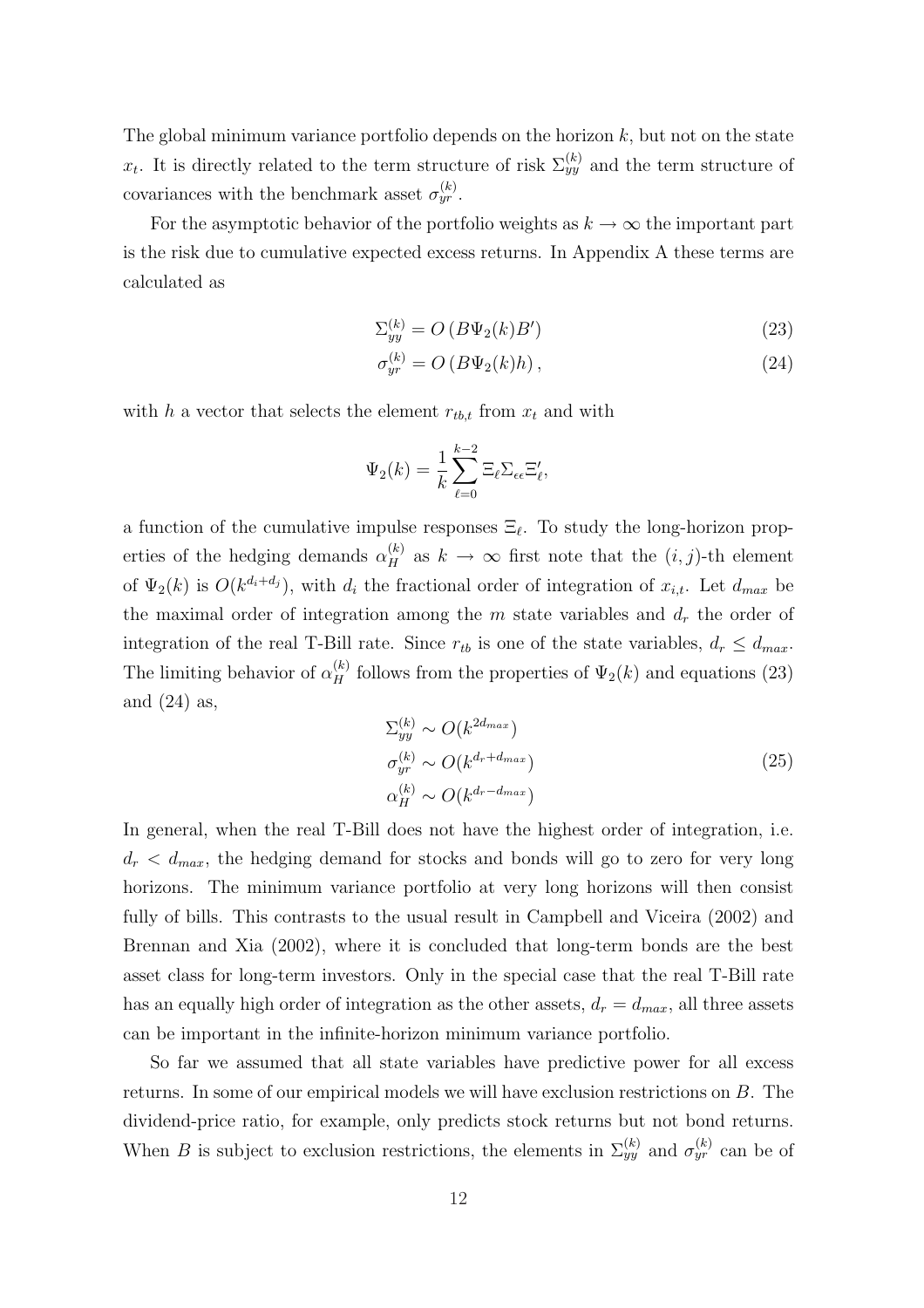The global minimum variance portfolio depends on the horizon $k$, but not on the state $x_t$. It is directly related to the term structure of risk $\Sigma_{yy}^{(k)}$ and the term structure of covariances with the benchmark asset $\sigma_{yr}^{(k)}$.

For the asymptotic behavior of the portfolio weights as $k \to \infty$ the important part is the risk due to cumulative expected excess returns. In Appendix A these terms are calculated as

$$\Sigma_{yy}^{(k)} = O\left(B\Psi_2(k)B'\right) \tag{23}$$

$$\sigma_{yr}^{(k)} = O\left(B\Psi_2(k)h\right), \tag{24}$$

with $h$ a vector that selects the element $r_{tb,t}$ from $x_t$ and with

$$\Psi_2(k) = \frac{1}{k}\sum_{\ell=0}^{k-2} \Xi_\ell \Sigma_{\epsilon\epsilon} \Xi_\ell',$$

a function of the cumulative impulse responses $\Xi_\ell$. To study the long-horizon properties of the hedging demands $\alpha_H^{(k)}$ as $k \to \infty$ first note that the $(i,j)$-th element of $\Psi_2(k)$ is $O(k^{d_i+d_j})$, with $d_i$ the fractional order of integration of $x_{i,t}$. Let $d_{max}$ be the maximal order of integration among the $m$ state variables and $d_r$ the order of integration of the real T-Bill rate. Since $r_{tb}$ is one of the state variables, $d_r \leq d_{max}$. The limiting behavior of $\alpha_H^{(k)}$ follows from the properties of $\Psi_2(k)$ and equations (23) and (24) as,

$$\begin{aligned}
\Sigma_{yy}^{(k)} &\sim O(k^{2d_{max}}) \\
\sigma_{yr}^{(k)} &\sim O(k^{d_r+d_{max}}) \\
\alpha_H^{(k)} &\sim O(k^{d_r-d_{max}})
\end{aligned} \tag{25}$$

In general, when the real T-Bill does not have the highest order of integration, i.e. $d_r < d_{max}$, the hedging demand for stocks and bonds will go to zero for very long horizons. The minimum variance portfolio at very long horizons will then consist fully of bills. This contrasts to the usual result in Campbell and Viceira (2002) and Brennan and Xia (2002), where it is concluded that long-term bonds are the best asset class for long-term investors. Only in the special case that the real T-Bill rate has an equally high order of integration as the other assets, $d_r = d_{max}$, all three assets can be important in the infinite-horizon minimum variance portfolio.

So far we assumed that all state variables have predictive power for all excess returns. In some of our empirical models we will have exclusion restrictions on $B$. The dividend-price ratio, for example, only predicts stock returns but not bond returns. When $B$ is subject to exclusion restrictions, the elements in $\Sigma_{yy}^{(k)}$ and $\sigma_{yr}^{(k)}$ can be of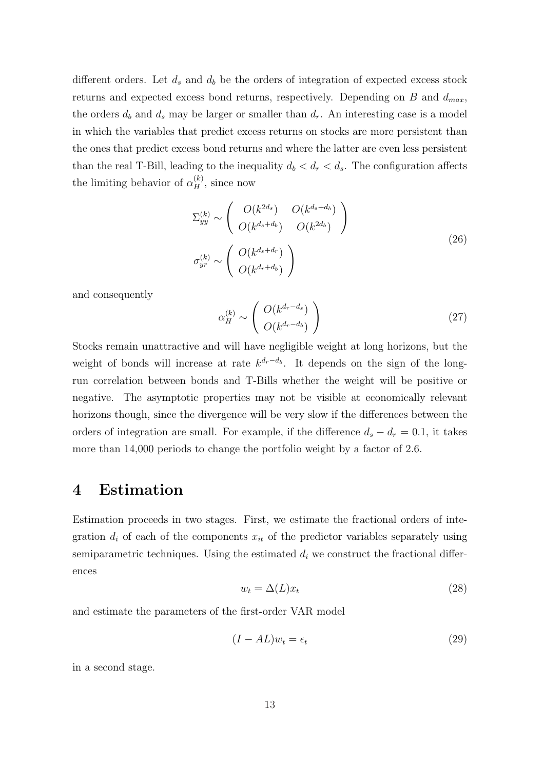different orders. Let $d_s$ and $d_b$ be the orders of integration of expected excess stock returns and expected excess bond returns, respectively. Depending on $B$ and $d_{max}$, the orders $d_b$ and $d_s$ may be larger or smaller than $d_r$. An interesting case is a model in which the variables that predict excess returns on stocks are more persistent than the ones that predict excess bond returns and where the latter are even less persistent than the real T-Bill, leading to the inequality $d_b < d_r < d_s$. The configuration affects the limiting behavior of $\alpha_H^{(k)}$, since now

$$
\begin{aligned}
\Sigma_{yy}^{(k)} &\sim \begin{pmatrix} O(k^{2d_s}) & O(k^{d_s+d_b}) \\ O(k^{d_s+d_b}) & O(k^{2d_b}) \end{pmatrix} \\
\sigma_{yr}^{(k)} &\sim \begin{pmatrix} O(k^{d_s+d_r}) \\ O(k^{d_r+d_b}) \end{pmatrix}
\end{aligned}
\tag{26}
$$

and consequently

$$
\alpha_H^{(k)} \sim \begin{pmatrix} O(k^{d_r-d_s}) \\ O(k^{d_r-d_b}) \end{pmatrix}
\tag{27}
$$

Stocks remain unattractive and will have negligible weight at long horizons, but the weight of bonds will increase at rate $k^{d_r-d_b}$. It depends on the sign of the long-run correlation between bonds and T-Bills whether the weight will be positive or negative. The asymptotic properties may not be visible at economically relevant horizons though, since the divergence will be very slow if the differences between the orders of integration are small. For example, if the difference $d_s - d_r = 0.1$, it takes more than 14,000 periods to change the portfolio weight by a factor of 2.6.

# 4 Estimation

Estimation proceeds in two stages. First, we estimate the fractional orders of integration $d_i$ of each of the components $x_{it}$ of the predictor variables separately using semiparametric techniques. Using the estimated $d_i$ we construct the fractional differences

$$
w_t = \Delta(L)x_t
\tag{28}
$$

and estimate the parameters of the first-order VAR model

$$
(I - AL)w_t = \epsilon_t
\tag{29}
$$

in a second stage.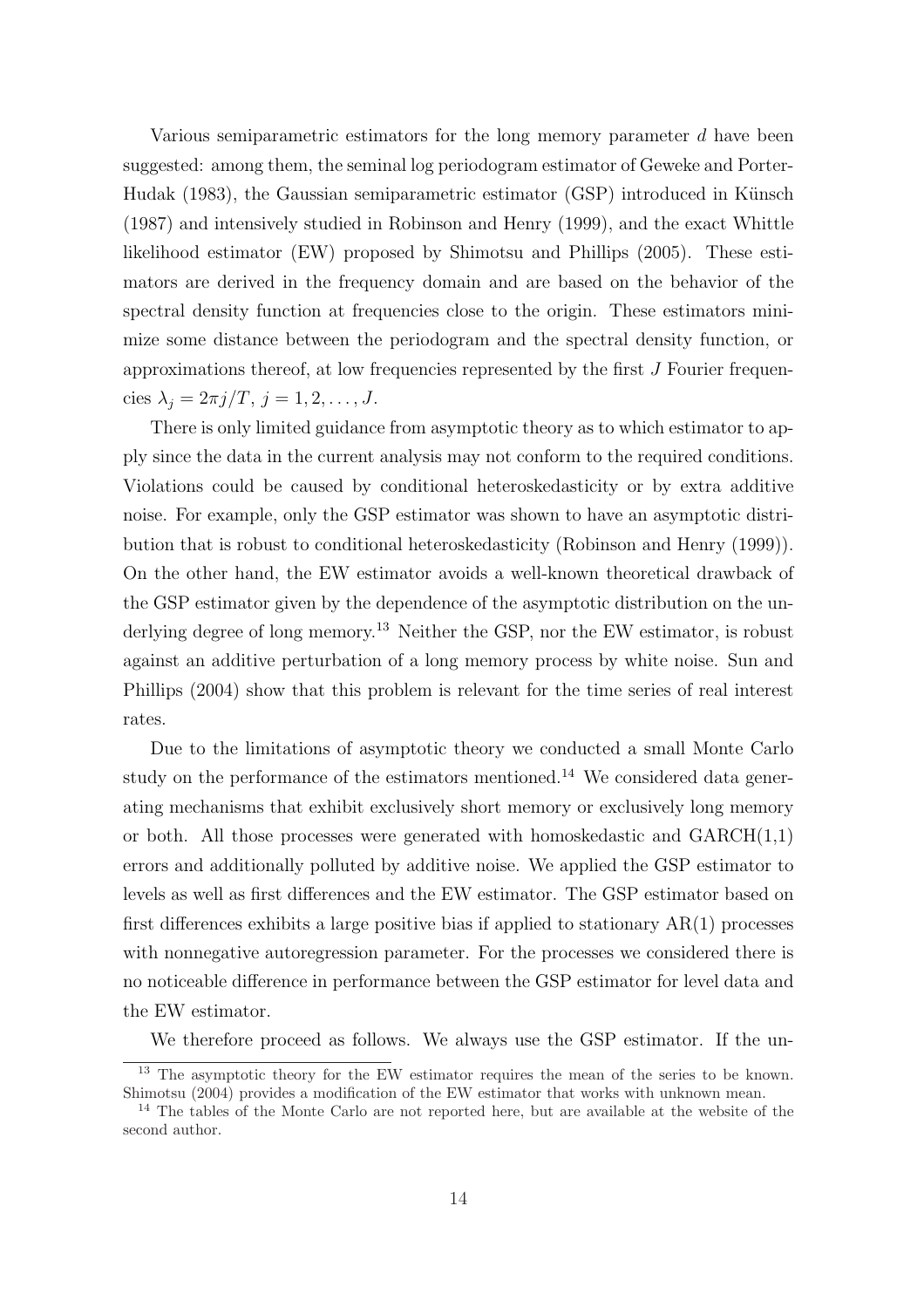Various semiparametric estimators for the long memory parameter $d$ have been suggested: among them, the seminal log periodogram estimator of Geweke and Porter-Hudak (1983), the Gaussian semiparametric estimator (GSP) introduced in Künsch (1987) and intensively studied in Robinson and Henry (1999), and the exact Whittle likelihood estimator (EW) proposed by Shimotsu and Phillips (2005). These estimators are derived in the frequency domain and are based on the behavior of the spectral density function at frequencies close to the origin. These estimators minimize some distance between the periodogram and the spectral density function, or approximations thereof, at low frequencies represented by the first $J$ Fourier frequencies $\lambda_j = 2\pi j/T$, $j = 1, 2, \ldots, J$.

There is only limited guidance from asymptotic theory as to which estimator to apply since the data in the current analysis may not conform to the required conditions. Violations could be caused by conditional heteroskedasticity or by extra additive noise. For example, only the GSP estimator was shown to have an asymptotic distribution that is robust to conditional heteroskedasticity (Robinson and Henry (1999)). On the other hand, the EW estimator avoids a well-known theoretical drawback of the GSP estimator given by the dependence of the asymptotic distribution on the underlying degree of long memory.[13] Neither the GSP, nor the EW estimator, is robust against an additive perturbation of a long memory process by white noise. Sun and Phillips (2004) show that this problem is relevant for the time series of real interest rates.

Due to the limitations of asymptotic theory we conducted a small Monte Carlo study on the performance of the estimators mentioned.[14] We considered data generating mechanisms that exhibit exclusively short memory or exclusively long memory or both. All those processes were generated with homoskedastic and GARCH(1,1) errors and additionally polluted by additive noise. We applied the GSP estimator to levels as well as first differences and the EW estimator. The GSP estimator based on first differences exhibits a large positive bias if applied to stationary AR(1) processes with nonnegative autoregression parameter. For the processes we considered there is no noticeable difference in performance between the GSP estimator for level data and the EW estimator.

We therefore proceed as follows. We always use the GSP estimator. If the un-

[13] The asymptotic theory for the EW estimator requires the mean of the series to be known. Shimotsu (2004) provides a modification of the EW estimator that works with unknown mean.

[14] The tables of the Monte Carlo are not reported here, but are available at the website of the second author.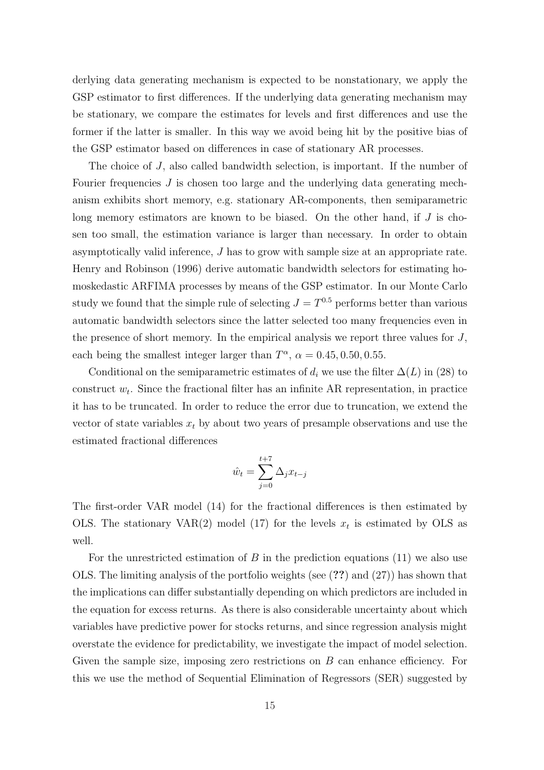derlying data generating mechanism is expected to be nonstationary, we apply the GSP estimator to first differences. If the underlying data generating mechanism may be stationary, we compare the estimates for levels and first differences and use the former if the latter is smaller. In this way we avoid being hit by the positive bias of the GSP estimator based on differences in case of stationary AR processes.

The choice of $J$, also called bandwidth selection, is important. If the number of Fourier frequencies $J$ is chosen too large and the underlying data generating mechanism exhibits short memory, e.g. stationary AR-components, then semiparametric long memory estimators are known to be biased. On the other hand, if $J$ is chosen too small, the estimation variance is larger than necessary. In order to obtain asymptotically valid inference, $J$ has to grow with sample size at an appropriate rate. Henry and Robinson (1996) derive automatic bandwidth selectors for estimating homoskedastic ARFIMA processes by means of the GSP estimator. In our Monte Carlo study we found that the simple rule of selecting $J = T^{0.5}$ performs better than various automatic bandwidth selectors since the latter selected too many frequencies even in the presence of short memory. In the empirical analysis we report three values for $J$, each being the smallest integer larger than $T^{\alpha}$, $\alpha = 0.45, 0.50, 0.55$.

Conditional on the semiparametric estimates of $d_i$ we use the filter $\Delta(L)$ in (28) to construct $w_t$. Since the fractional filter has an infinite AR representation, in practice it has to be truncated. In order to reduce the error due to truncation, we extend the vector of state variables $x_t$ by about two years of presample observations and use the estimated fractional differences

$$\hat{w}_t = \sum_{j=0}^{t+7} \Delta_j x_{t-j}$$

The first-order VAR model (14) for the fractional differences is then estimated by OLS. The stationary VAR(2) model (17) for the levels $x_t$ is estimated by OLS as well.

For the unrestricted estimation of $B$ in the prediction equations (11) we also use OLS. The limiting analysis of the portfolio weights (see (**??**) and (27)) has shown that the implications can differ substantially depending on which predictors are included in the equation for excess returns. As there is also considerable uncertainty about which variables have predictive power for stocks returns, and since regression analysis might overstate the evidence for predictability, we investigate the impact of model selection. Given the sample size, imposing zero restrictions on $B$ can enhance efficiency. For this we use the method of Sequential Elimination of Regressors (SER) suggested by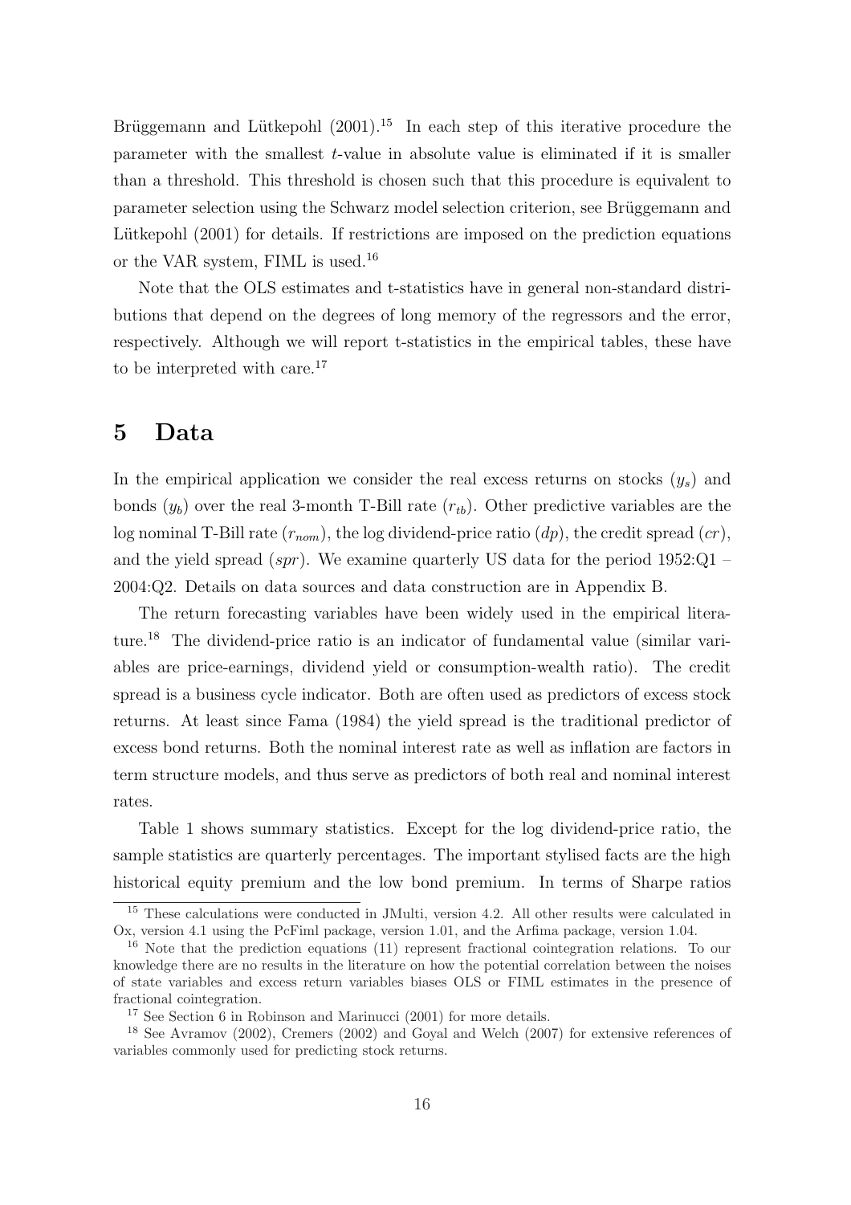Brüggemann and Lütkepohl (2001).[15] In each step of this iterative procedure the parameter with the smallest $t$-value in absolute value is eliminated if it is smaller than a threshold. This threshold is chosen such that this procedure is equivalent to parameter selection using the Schwarz model selection criterion, see Brüggemann and Lütkepohl (2001) for details. If restrictions are imposed on the prediction equations or the VAR system, FIML is used.[16]

Note that the OLS estimates and t-statistics have in general non-standard distributions that depend on the degrees of long memory of the regressors and the error, respectively. Although we will report t-statistics in the empirical tables, these have to be interpreted with care.[17]

# 5 Data

In the empirical application we consider the real excess returns on stocks ($y_s$) and bonds ($y_b$) over the real 3-month T-Bill rate ($r_{tb}$). Other predictive variables are the log nominal T-Bill rate ($r_{nom}$), the log dividend-price ratio ($dp$), the credit spread ($cr$), and the yield spread ($spr$). We examine quarterly US data for the period 1952:Q1 – 2004:Q2. Details on data sources and data construction are in Appendix B.

The return forecasting variables have been widely used in the empirical literature.[18] The dividend-price ratio is an indicator of fundamental value (similar variables are price-earnings, dividend yield or consumption-wealth ratio). The credit spread is a business cycle indicator. Both are often used as predictors of excess stock returns. At least since Fama (1984) the yield spread is the traditional predictor of excess bond returns. Both the nominal interest rate as well as inflation are factors in term structure models, and thus serve as predictors of both real and nominal interest rates.

Table 1 shows summary statistics. Except for the log dividend-price ratio, the sample statistics are quarterly percentages. The important stylised facts are the high historical equity premium and the low bond premium. In terms of Sharpe ratios

---

[15] These calculations were conducted in JMulti, version 4.2. All other results were calculated in Ox, version 4.1 using the PcFiml package, version 1.01, and the Arfima package, version 1.04.

[16] Note that the prediction equations (11) represent fractional cointegration relations. To our knowledge there are no results in the literature on how the potential correlation between the noises of state variables and excess return variables biases OLS or FIML estimates in the presence of fractional cointegration.

[17] See Section 6 in Robinson and Marinucci (2001) for more details.

[18] See Avramov (2002), Cremers (2002) and Goyal and Welch (2007) for extensive references of variables commonly used for predicting stock returns.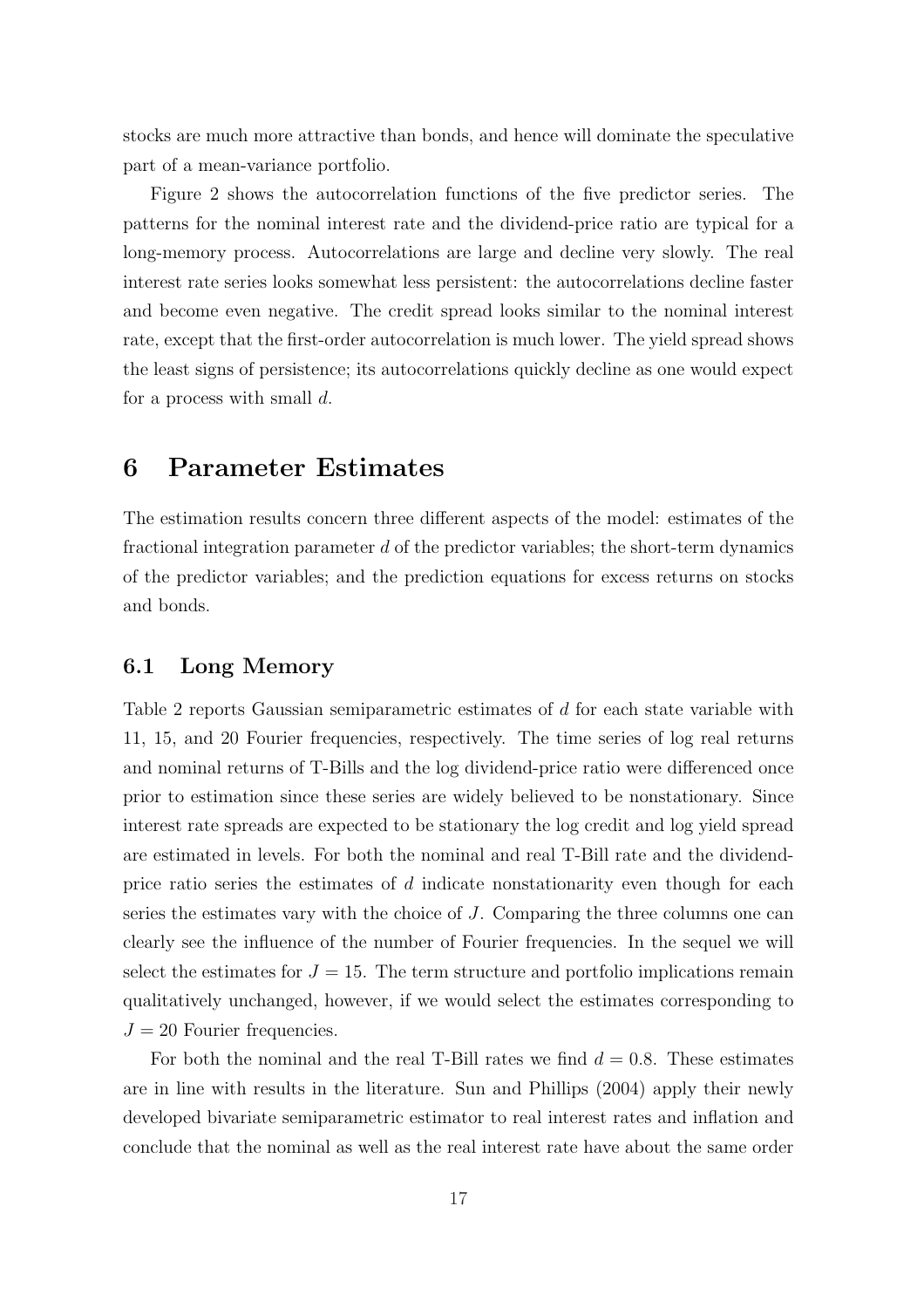stocks are much more attractive than bonds, and hence will dominate the speculative part of a mean-variance portfolio.

Figure 2 shows the autocorrelation functions of the five predictor series. The patterns for the nominal interest rate and the dividend-price ratio are typical for a long-memory process. Autocorrelations are large and decline very slowly. The real interest rate series looks somewhat less persistent: the autocorrelations decline faster and become even negative. The credit spread looks similar to the nominal interest rate, except that the first-order autocorrelation is much lower. The yield spread shows the least signs of persistence; its autocorrelations quickly decline as one would expect for a process with small $d$.

# 6 Parameter Estimates

The estimation results concern three different aspects of the model: estimates of the fractional integration parameter $d$ of the predictor variables; the short-term dynamics of the predictor variables; and the prediction equations for excess returns on stocks and bonds.

## 6.1 Long Memory

Table 2 reports Gaussian semiparametric estimates of $d$ for each state variable with 11, 15, and 20 Fourier frequencies, respectively. The time series of log real returns and nominal returns of T-Bills and the log dividend-price ratio were differenced once prior to estimation since these series are widely believed to be nonstationary. Since interest rate spreads are expected to be stationary the log credit and log yield spread are estimated in levels. For both the nominal and real T-Bill rate and the dividend-price ratio series the estimates of $d$ indicate nonstationarity even though for each series the estimates vary with the choice of $J$. Comparing the three columns one can clearly see the influence of the number of Fourier frequencies. In the sequel we will select the estimates for $J = 15$. The term structure and portfolio implications remain qualitatively unchanged, however, if we would select the estimates corresponding to $J = 20$ Fourier frequencies.

For both the nominal and the real T-Bill rates we find $d = 0.8$. These estimates are in line with results in the literature. Sun and Phillips (2004) apply their newly developed bivariate semiparametric estimator to real interest rates and inflation and conclude that the nominal as well as the real interest rate have about the same order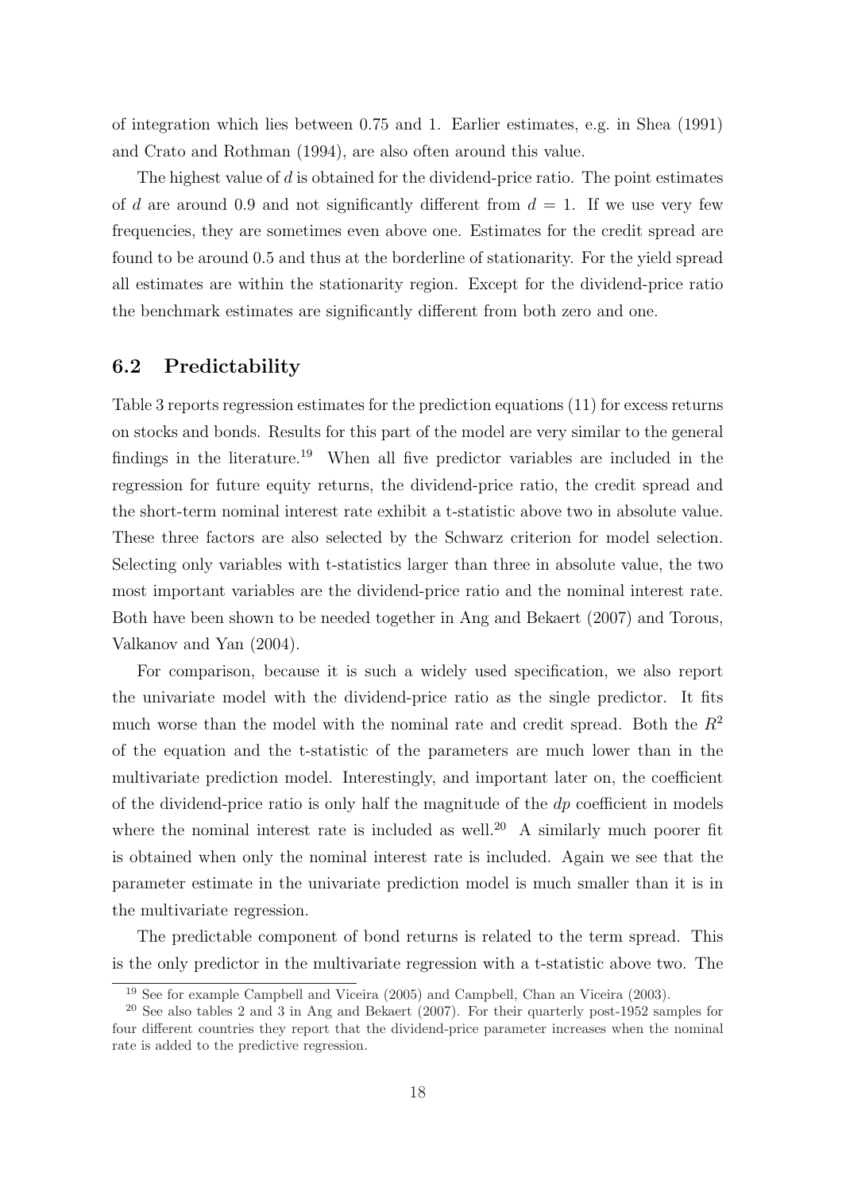of integration which lies between 0.75 and 1. Earlier estimates, e.g. in Shea (1991) and Crato and Rothman (1994), are also often around this value.

The highest value of $d$ is obtained for the dividend-price ratio. The point estimates of $d$ are around 0.9 and not significantly different from $d = 1$. If we use very few frequencies, they are sometimes even above one. Estimates for the credit spread are found to be around 0.5 and thus at the borderline of stationarity. For the yield spread all estimates are within the stationarity region. Except for the dividend-price ratio the benchmark estimates are significantly different from both zero and one.

## 6.2 Predictability

Table 3 reports regression estimates for the prediction equations (11) for excess returns on stocks and bonds. Results for this part of the model are very similar to the general findings in the literature.[19] When all five predictor variables are included in the regression for future equity returns, the dividend-price ratio, the credit spread and the short-term nominal interest rate exhibit a t-statistic above two in absolute value. These three factors are also selected by the Schwarz criterion for model selection. Selecting only variables with t-statistics larger than three in absolute value, the two most important variables are the dividend-price ratio and the nominal interest rate. Both have been shown to be needed together in Ang and Bekaert (2007) and Torous, Valkanov and Yan (2004).

For comparison, because it is such a widely used specification, we also report the univariate model with the dividend-price ratio as the single predictor. It fits much worse than the model with the nominal rate and credit spread. Both the $R^2$ of the equation and the t-statistic of the parameters are much lower than in the multivariate prediction model. Interestingly, and important later on, the coefficient of the dividend-price ratio is only half the magnitude of the $dp$ coefficient in models where the nominal interest rate is included as well.[20] A similarly much poorer fit is obtained when only the nominal interest rate is included. Again we see that the parameter estimate in the univariate prediction model is much smaller than it is in the multivariate regression.

The predictable component of bond returns is related to the term spread. This is the only predictor in the multivariate regression with a t-statistic above two. The

[19] See for example Campbell and Viceira (2005) and Campbell, Chan an Viceira (2003).

[20] See also tables 2 and 3 in Ang and Bekaert (2007). For their quarterly post-1952 samples for four different countries they report that the dividend-price parameter increases when the nominal rate is added to the predictive regression.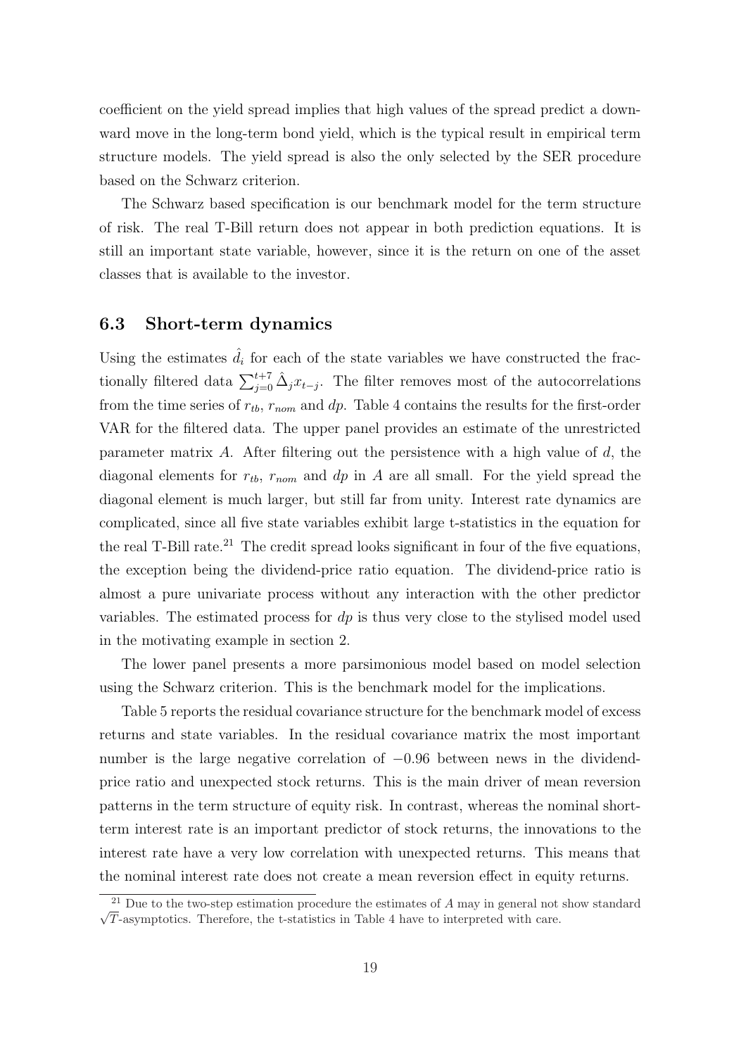coefficient on the yield spread implies that high values of the spread predict a downward move in the long-term bond yield, which is the typical result in empirical term structure models. The yield spread is also the only selected by the SER procedure based on the Schwarz criterion.

The Schwarz based specification is our benchmark model for the term structure of risk. The real T-Bill return does not appear in both prediction equations. It is still an important state variable, however, since it is the return on one of the asset classes that is available to the investor.

### 6.3 Short-term dynamics

Using the estimates $\hat{d}_i$ for each of the state variables we have constructed the fractionally filtered data $\sum_{j=0}^{t+7} \hat{\Delta}_j x_{t-j}$. The filter removes most of the autocorrelations from the time series of $r_{tb}$, $r_{nom}$ and $dp$. Table 4 contains the results for the first-order VAR for the filtered data. The upper panel provides an estimate of the unrestricted parameter matrix $A$. After filtering out the persistence with a high value of $d$, the diagonal elements for $r_{tb}$, $r_{nom}$ and $dp$ in $A$ are all small. For the yield spread the diagonal element is much larger, but still far from unity. Interest rate dynamics are complicated, since all five state variables exhibit large t-statistics in the equation for the real T-Bill rate.[21] The credit spread looks significant in four of the five equations, the exception being the dividend-price ratio equation. The dividend-price ratio is almost a pure univariate process without any interaction with the other predictor variables. The estimated process for $dp$ is thus very close to the stylised model used in the motivating example in section 2.

The lower panel presents a more parsimonious model based on model selection using the Schwarz criterion. This is the benchmark model for the implications.

Table 5 reports the residual covariance structure for the benchmark model of excess returns and state variables. In the residual covariance matrix the most important number is the large negative correlation of $-0.96$ between news in the dividend-price ratio and unexpected stock returns. This is the main driver of mean reversion patterns in the term structure of equity risk. In contrast, whereas the nominal short-term interest rate is an important predictor of stock returns, the innovations to the interest rate have a very low correlation with unexpected returns. This means that the nominal interest rate does not create a mean reversion effect in equity returns.

[21] Due to the two-step estimation procedure the estimates of $A$ may in general not show standard $\sqrt{T}$-asymptotics. Therefore, the t-statistics in Table 4 have to interpreted with care.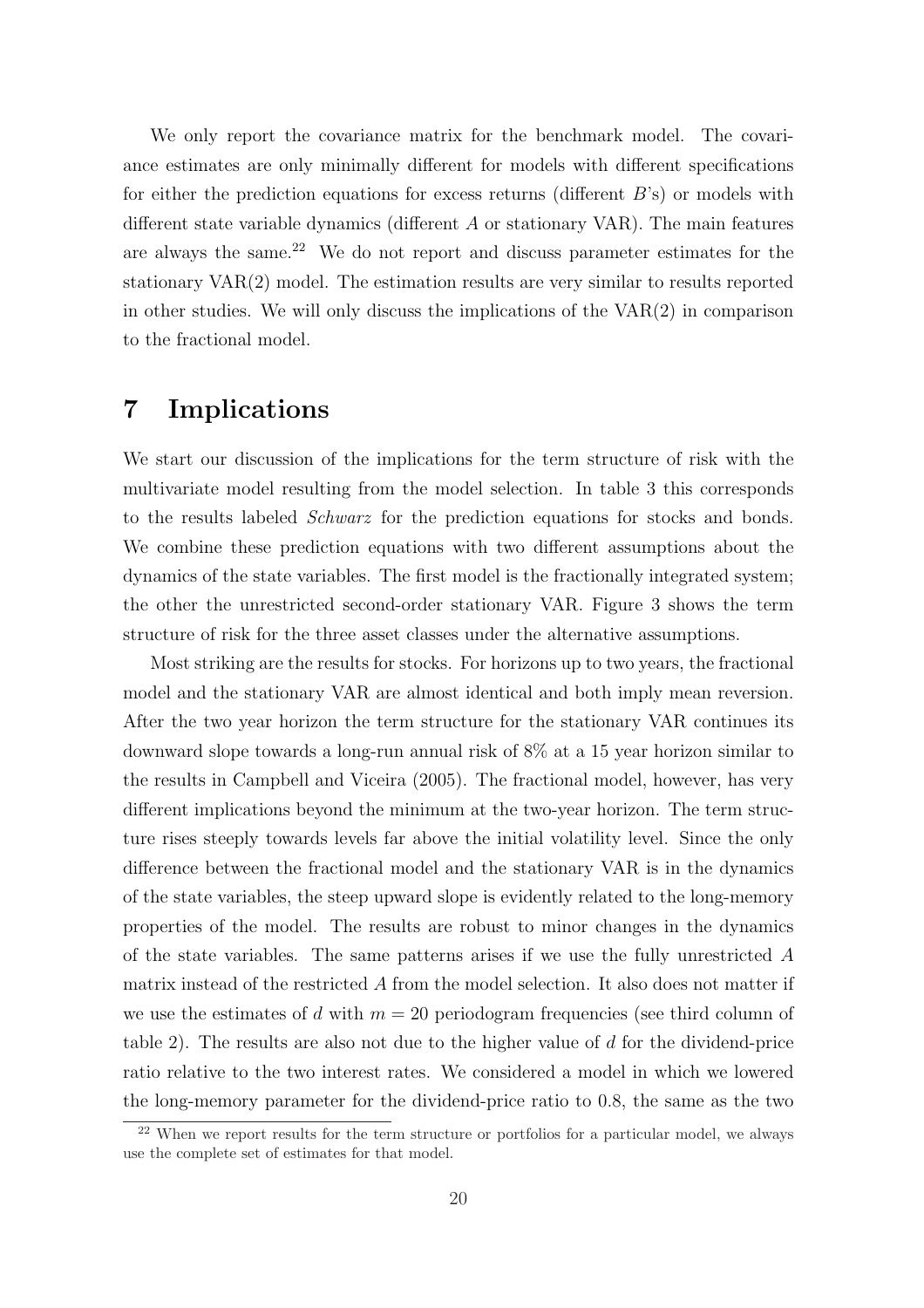We only report the covariance matrix for the benchmark model. The covariance estimates are only minimally different for models with different specifications for either the prediction equations for excess returns (different $B$'s) or models with different state variable dynamics (different $A$ or stationary VAR). The main features are always the same.[22] We do not report and discuss parameter estimates for the stationary VAR(2) model. The estimation results are very similar to results reported in other studies. We will only discuss the implications of the VAR(2) in comparison to the fractional model.

# 7 Implications

We start our discussion of the implications for the term structure of risk with the multivariate model resulting from the model selection. In table 3 this corresponds to the results labeled *Schwarz* for the prediction equations for stocks and bonds. We combine these prediction equations with two different assumptions about the dynamics of the state variables. The first model is the fractionally integrated system; the other the unrestricted second-order stationary VAR. Figure 3 shows the term structure of risk for the three asset classes under the alternative assumptions.

Most striking are the results for stocks. For horizons up to two years, the fractional model and the stationary VAR are almost identical and both imply mean reversion. After the two year horizon the term structure for the stationary VAR continues its downward slope towards a long-run annual risk of 8% at a 15 year horizon similar to the results in Campbell and Viceira (2005). The fractional model, however, has very different implications beyond the minimum at the two-year horizon. The term structure rises steeply towards levels far above the initial volatility level. Since the only difference between the fractional model and the stationary VAR is in the dynamics of the state variables, the steep upward slope is evidently related to the long-memory properties of the model. The results are robust to minor changes in the dynamics of the state variables. The same patterns arises if we use the fully unrestricted $A$ matrix instead of the restricted $A$ from the model selection. It also does not matter if we use the estimates of $d$ with $m = 20$ periodogram frequencies (see third column of table 2). The results are also not due to the higher value of $d$ for the dividend-price ratio relative to the two interest rates. We considered a model in which we lowered the long-memory parameter for the dividend-price ratio to 0.8, the same as the two

[22] When we report results for the term structure or portfolios for a particular model, we always use the complete set of estimates for that model.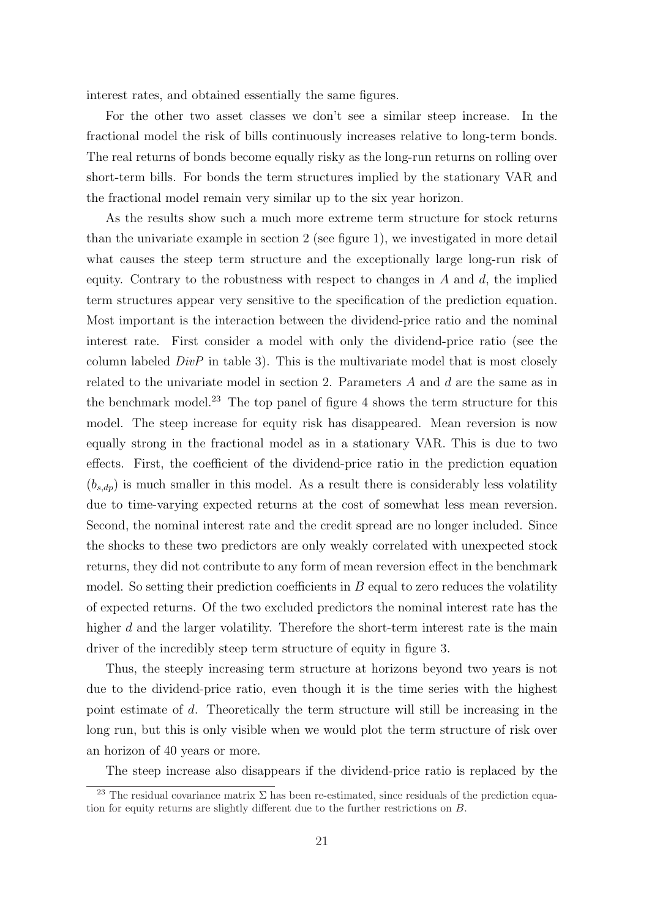interest rates, and obtained essentially the same figures.

For the other two asset classes we don't see a similar steep increase. In the fractional model the risk of bills continuously increases relative to long-term bonds. The real returns of bonds become equally risky as the long-run returns on rolling over short-term bills. For bonds the term structures implied by the stationary VAR and the fractional model remain very similar up to the six year horizon.

As the results show such a much more extreme term structure for stock returns than the univariate example in section 2 (see figure 1), we investigated in more detail what causes the steep term structure and the exceptionally large long-run risk of equity. Contrary to the robustness with respect to changes in $A$ and $d$, the implied term structures appear very sensitive to the specification of the prediction equation. Most important is the interaction between the dividend-price ratio and the nominal interest rate. First consider a model with only the dividend-price ratio (see the column labeled $DivP$ in table 3). This is the multivariate model that is most closely related to the univariate model in section 2. Parameters $A$ and $d$ are the same as in the benchmark model.[23] The top panel of figure 4 shows the term structure for this model. The steep increase for equity risk has disappeared. Mean reversion is now equally strong in the fractional model as in a stationary VAR. This is due to two effects. First, the coefficient of the dividend-price ratio in the prediction equation ($b_{s,dp}$) is much smaller in this model. As a result there is considerably less volatility due to time-varying expected returns at the cost of somewhat less mean reversion. Second, the nominal interest rate and the credit spread are no longer included. Since the shocks to these two predictors are only weakly correlated with unexpected stock returns, they did not contribute to any form of mean reversion effect in the benchmark model. So setting their prediction coefficients in $B$ equal to zero reduces the volatility of expected returns. Of the two excluded predictors the nominal interest rate has the higher $d$ and the larger volatility. Therefore the short-term interest rate is the main driver of the incredibly steep term structure of equity in figure 3.

Thus, the steeply increasing term structure at horizons beyond two years is not due to the dividend-price ratio, even though it is the time series with the highest point estimate of $d$. Theoretically the term structure will still be increasing in the long run, but this is only visible when we would plot the term structure of risk over an horizon of 40 years or more.

The steep increase also disappears if the dividend-price ratio is replaced by the

[23] The residual covariance matrix $\Sigma$ has been re-estimated, since residuals of the prediction equation for equity returns are slightly different due to the further restrictions on $B$.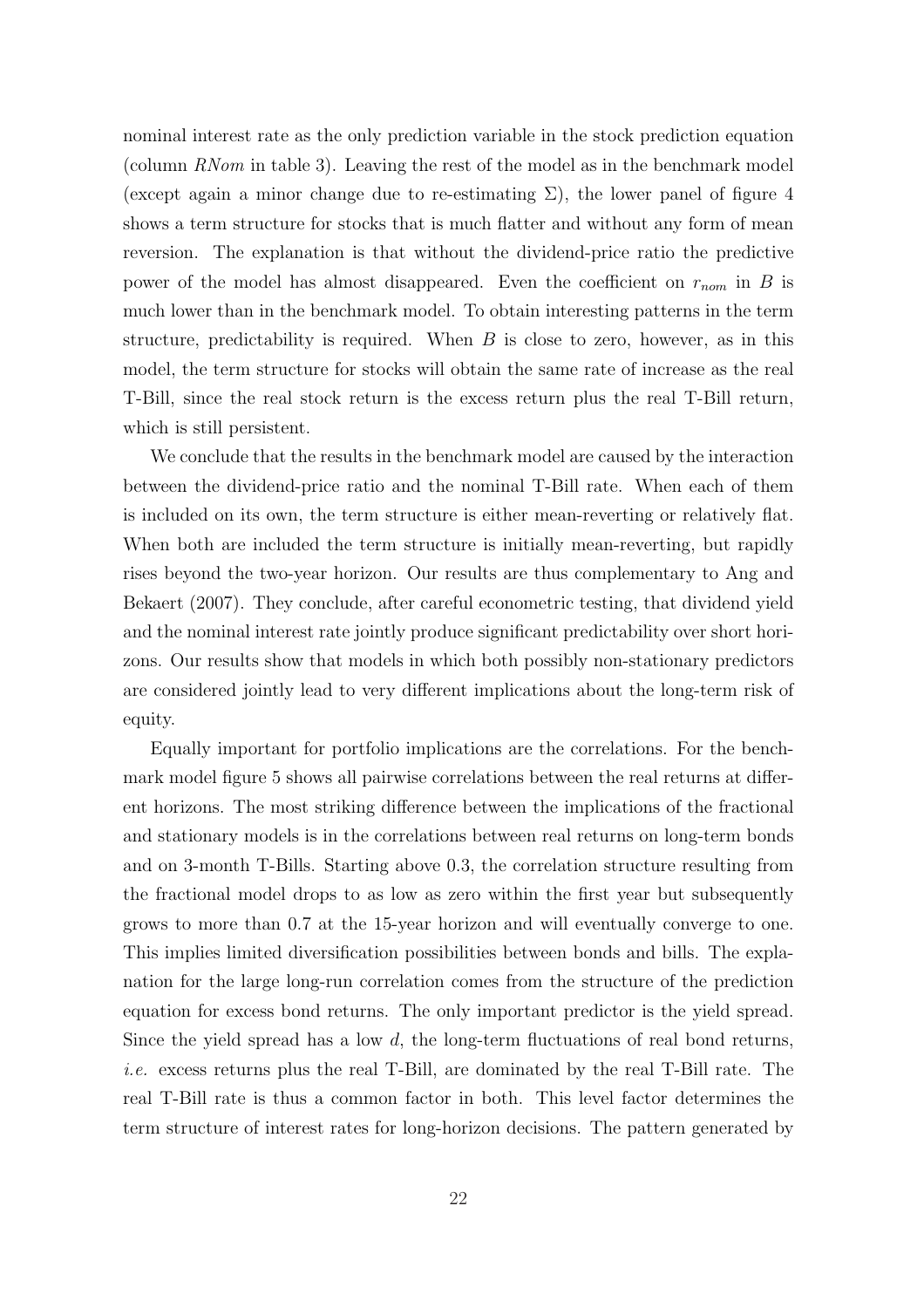nominal interest rate as the only prediction variable in the stock prediction equation (column *RNom* in table 3). Leaving the rest of the model as in the benchmark model (except again a minor change due to re-estimating $\Sigma$), the lower panel of figure 4 shows a term structure for stocks that is much flatter and without any form of mean reversion. The explanation is that without the dividend-price ratio the predictive power of the model has almost disappeared. Even the coefficient on $r_{nom}$ in $B$ is much lower than in the benchmark model. To obtain interesting patterns in the term structure, predictability is required. When $B$ is close to zero, however, as in this model, the term structure for stocks will obtain the same rate of increase as the real T-Bill, since the real stock return is the excess return plus the real T-Bill return, which is still persistent.

We conclude that the results in the benchmark model are caused by the interaction between the dividend-price ratio and the nominal T-Bill rate. When each of them is included on its own, the term structure is either mean-reverting or relatively flat. When both are included the term structure is initially mean-reverting, but rapidly rises beyond the two-year horizon. Our results are thus complementary to Ang and Bekaert (2007). They conclude, after careful econometric testing, that dividend yield and the nominal interest rate jointly produce significant predictability over short horizons. Our results show that models in which both possibly non-stationary predictors are considered jointly lead to very different implications about the long-term risk of equity.

Equally important for portfolio implications are the correlations. For the benchmark model figure 5 shows all pairwise correlations between the real returns at different horizons. The most striking difference between the implications of the fractional and stationary models is in the correlations between real returns on long-term bonds and on 3-month T-Bills. Starting above 0.3, the correlation structure resulting from the fractional model drops to as low as zero within the first year but subsequently grows to more than 0.7 at the 15-year horizon and will eventually converge to one. This implies limited diversification possibilities between bonds and bills. The explanation for the large long-run correlation comes from the structure of the prediction equation for excess bond returns. The only important predictor is the yield spread. Since the yield spread has a low $d$, the long-term fluctuations of real bond returns, *i.e.* excess returns plus the real T-Bill, are dominated by the real T-Bill rate. The real T-Bill rate is thus a common factor in both. This level factor determines the term structure of interest rates for long-horizon decisions. The pattern generated by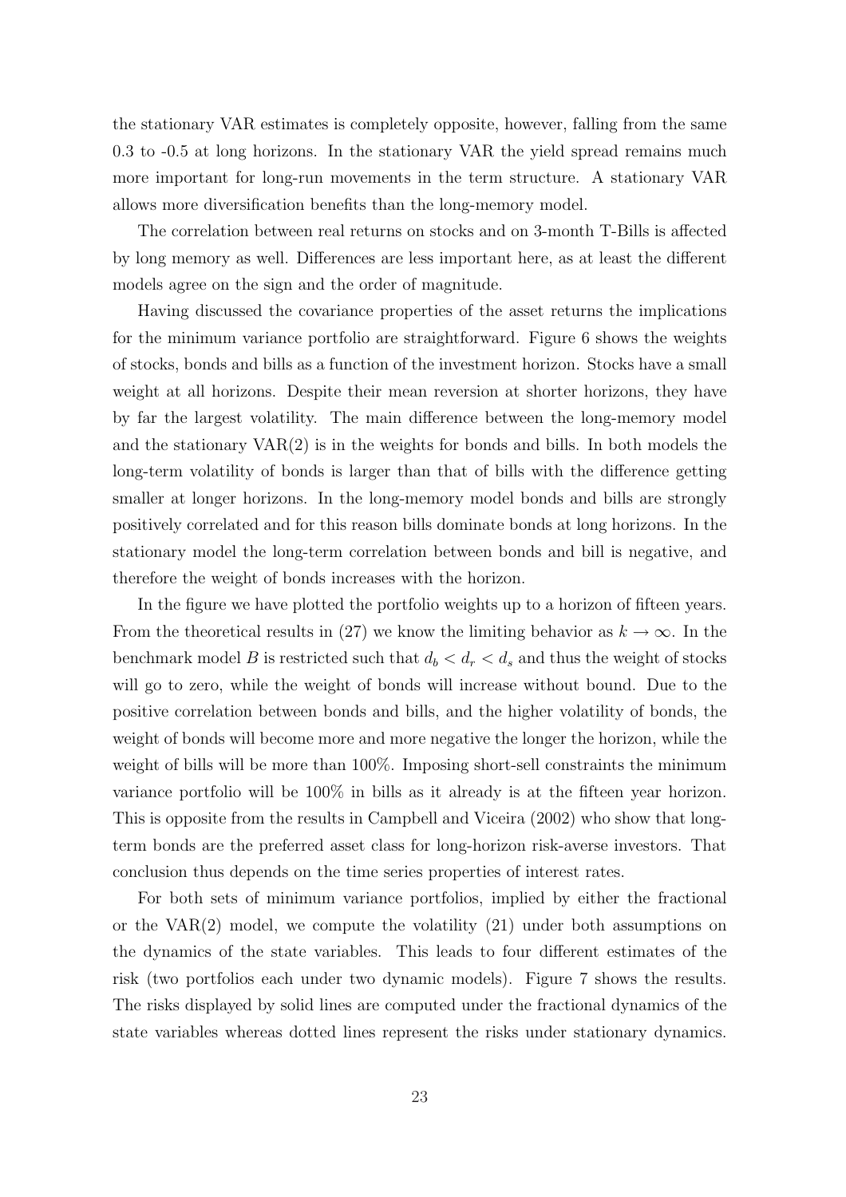the stationary VAR estimates is completely opposite, however, falling from the same 0.3 to -0.5 at long horizons. In the stationary VAR the yield spread remains much more important for long-run movements in the term structure. A stationary VAR allows more diversification benefits than the long-memory model.

The correlation between real returns on stocks and on 3-month T-Bills is affected by long memory as well. Differences are less important here, as at least the different models agree on the sign and the order of magnitude.

Having discussed the covariance properties of the asset returns the implications for the minimum variance portfolio are straightforward. Figure 6 shows the weights of stocks, bonds and bills as a function of the investment horizon. Stocks have a small weight at all horizons. Despite their mean reversion at shorter horizons, they have by far the largest volatility. The main difference between the long-memory model and the stationary VAR(2) is in the weights for bonds and bills. In both models the long-term volatility of bonds is larger than that of bills with the difference getting smaller at longer horizons. In the long-memory model bonds and bills are strongly positively correlated and for this reason bills dominate bonds at long horizons. In the stationary model the long-term correlation between bonds and bill is negative, and therefore the weight of bonds increases with the horizon.

In the figure we have plotted the portfolio weights up to a horizon of fifteen years. From the theoretical results in (27) we know the limiting behavior as $k \to \infty$. In the benchmark model $B$ is restricted such that $d_b < d_r < d_s$ and thus the weight of stocks will go to zero, while the weight of bonds will increase without bound. Due to the positive correlation between bonds and bills, and the higher volatility of bonds, the weight of bonds will become more and more negative the longer the horizon, while the weight of bills will be more than 100%. Imposing short-sell constraints the minimum variance portfolio will be 100% in bills as it already is at the fifteen year horizon. This is opposite from the results in Campbell and Viceira (2002) who show that long-term bonds are the preferred asset class for long-horizon risk-averse investors. That conclusion thus depends on the time series properties of interest rates.

For both sets of minimum variance portfolios, implied by either the fractional or the VAR(2) model, we compute the volatility (21) under both assumptions on the dynamics of the state variables. This leads to four different estimates of the risk (two portfolios each under two dynamic models). Figure 7 shows the results. The risks displayed by solid lines are computed under the fractional dynamics of the state variables whereas dotted lines represent the risks under stationary dynamics.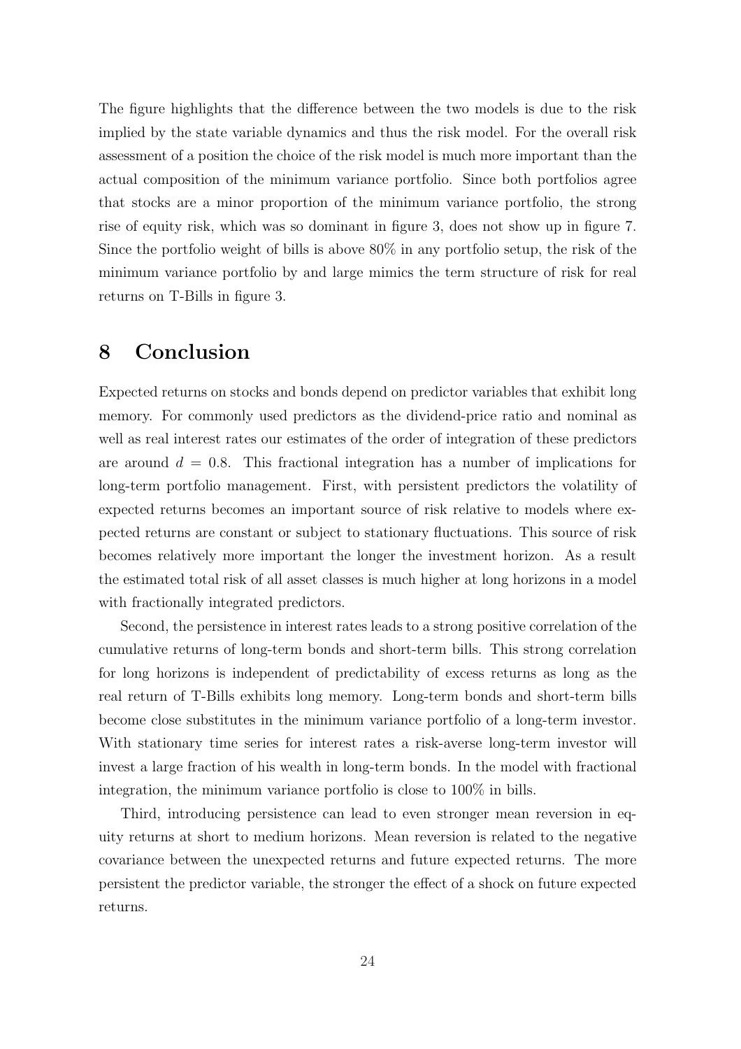The figure highlights that the difference between the two models is due to the risk implied by the state variable dynamics and thus the risk model. For the overall risk assessment of a position the choice of the risk model is much more important than the actual composition of the minimum variance portfolio. Since both portfolios agree that stocks are a minor proportion of the minimum variance portfolio, the strong rise of equity risk, which was so dominant in figure 3, does not show up in figure 7. Since the portfolio weight of bills is above 80% in any portfolio setup, the risk of the minimum variance portfolio by and large mimics the term structure of risk for real returns on T-Bills in figure 3.

# 8 Conclusion

Expected returns on stocks and bonds depend on predictor variables that exhibit long memory. For commonly used predictors as the dividend-price ratio and nominal as well as real interest rates our estimates of the order of integration of these predictors are around $d = 0.8$. This fractional integration has a number of implications for long-term portfolio management. First, with persistent predictors the volatility of expected returns becomes an important source of risk relative to models where expected returns are constant or subject to stationary fluctuations. This source of risk becomes relatively more important the longer the investment horizon. As a result the estimated total risk of all asset classes is much higher at long horizons in a model with fractionally integrated predictors.

Second, the persistence in interest rates leads to a strong positive correlation of the cumulative returns of long-term bonds and short-term bills. This strong correlation for long horizons is independent of predictability of excess returns as long as the real return of T-Bills exhibits long memory. Long-term bonds and short-term bills become close substitutes in the minimum variance portfolio of a long-term investor. With stationary time series for interest rates a risk-averse long-term investor will invest a large fraction of his wealth in long-term bonds. In the model with fractional integration, the minimum variance portfolio is close to 100% in bills.

Third, introducing persistence can lead to even stronger mean reversion in equity returns at short to medium horizons. Mean reversion is related to the negative covariance between the unexpected returns and future expected returns. The more persistent the predictor variable, the stronger the effect of a shock on future expected returns.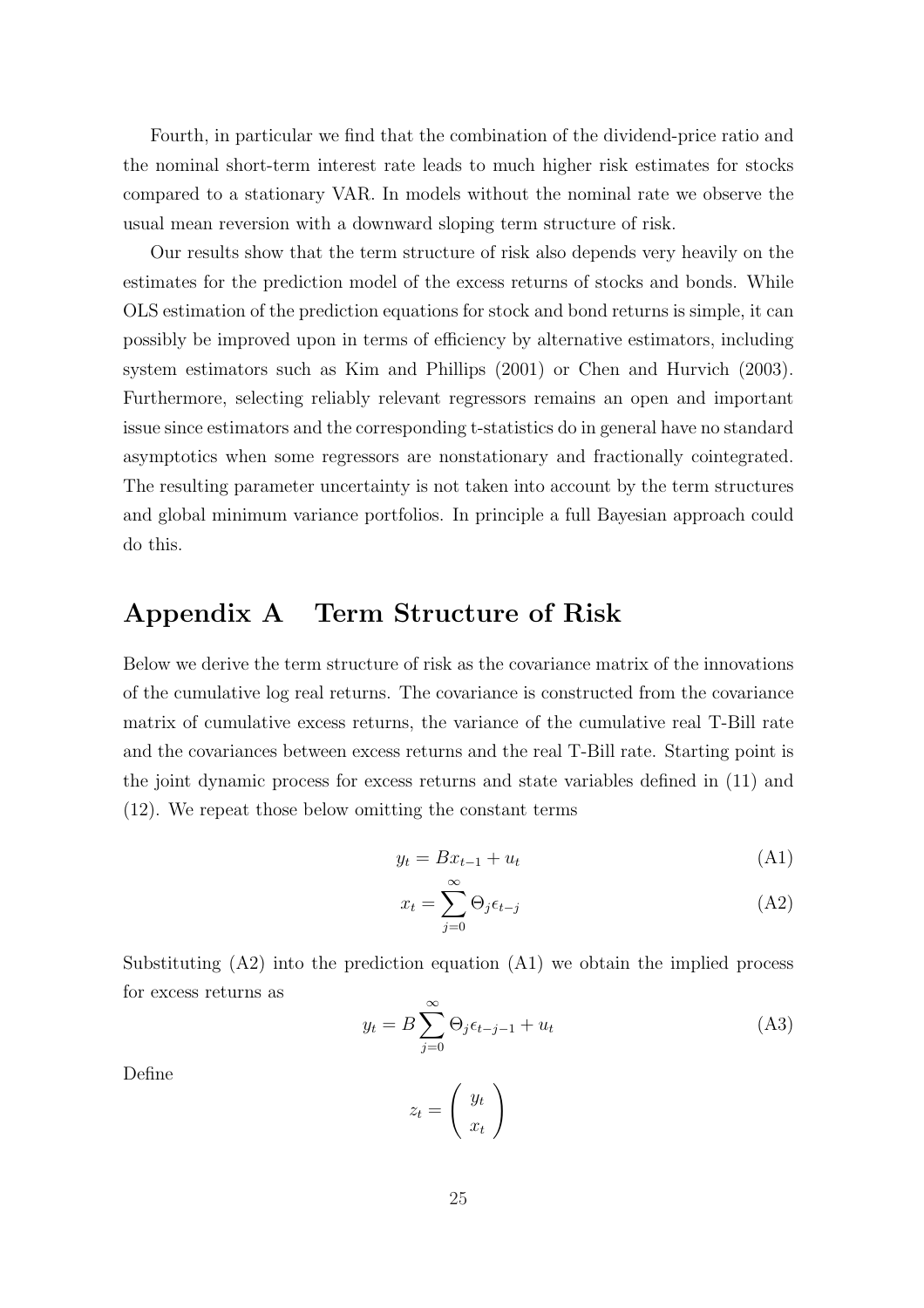Fourth, in particular we find that the combination of the dividend-price ratio and the nominal short-term interest rate leads to much higher risk estimates for stocks compared to a stationary VAR. In models without the nominal rate we observe the usual mean reversion with a downward sloping term structure of risk.

Our results show that the term structure of risk also depends very heavily on the estimates for the prediction model of the excess returns of stocks and bonds. While OLS estimation of the prediction equations for stock and bond returns is simple, it can possibly be improved upon in terms of efficiency by alternative estimators, including system estimators such as Kim and Phillips (2001) or Chen and Hurvich (2003). Furthermore, selecting reliably relevant regressors remains an open and important issue since estimators and the corresponding t-statistics do in general have no standard asymptotics when some regressors are nonstationary and fractionally cointegrated. The resulting parameter uncertainty is not taken into account by the term structures and global minimum variance portfolios. In principle a full Bayesian approach could do this.

# Appendix A Term Structure of Risk

Below we derive the term structure of risk as the covariance matrix of the innovations of the cumulative log real returns. The covariance is constructed from the covariance matrix of cumulative excess returns, the variance of the cumulative real T-Bill rate and the covariances between excess returns and the real T-Bill rate. Starting point is the joint dynamic process for excess returns and state variables defined in (11) and (12). We repeat those below omitting the constant terms

$$y_t = Bx_{t-1} + u_t \tag{A1}$$

$$x_t = \sum_{j=0}^{\infty} \Theta_j \epsilon_{t-j} \tag{A2}$$

Substituting (A2) into the prediction equation (A1) we obtain the implied process for excess returns as

$$y_t = B\sum_{j=0}^{\infty} \Theta_j \epsilon_{t-j-1} + u_t \tag{A3}$$

Define

$$z_t = \begin{pmatrix} y_t \\ x_t \end{pmatrix}$$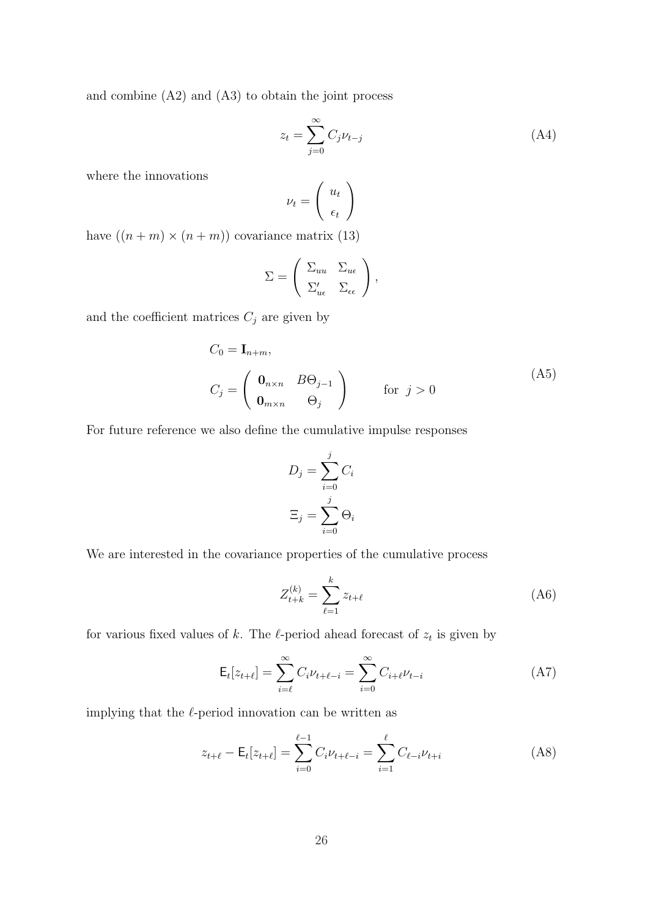and combine (A2) and (A3) to obtain the joint process

$$z_t = \sum_{j=0}^{\infty} C_j \nu_{t-j} \tag{A4}$$

where the innovations

$$\nu_t = \begin{pmatrix} u_t \\ \epsilon_t \end{pmatrix}$$

have $((n+m) \times (n+m))$ covariance matrix (13)

$$\Sigma = \begin{pmatrix} \Sigma_{uu} & \Sigma_{u\epsilon} \\ \Sigma'_{u\epsilon} & \Sigma_{\epsilon\epsilon} \end{pmatrix},$$

and the coefficient matrices $C_j$ are given by

$$\begin{aligned} C_0 &= \mathbf{I}_{n+m}, \\ C_j &= \begin{pmatrix} \mathbf{0}_{n\times n} & B\Theta_{j-1} \\ \mathbf{0}_{m\times n} & \Theta_j \end{pmatrix} \qquad \text{for } \; j > 0 \end{aligned} \tag{A5}$$

For future reference we also define the cumulative impulse responses

$$D_j = \sum_{i=0}^{j} C_i$$

$$\Xi_j = \sum_{i=0}^{j} \Theta_i$$

We are interested in the covariance properties of the cumulative process

$$Z_{t+k}^{(k)} = \sum_{\ell=1}^{k} z_{t+\ell} \tag{A6}$$

for various fixed values of $k$. The $\ell$-period ahead forecast of $z_t$ is given by

$$\mathsf{E}_t[z_{t+\ell}] = \sum_{i=\ell}^{\infty} C_i \nu_{t+\ell-i} = \sum_{i=0}^{\infty} C_{i+\ell} \nu_{t-i} \tag{A7}$$

implying that the $\ell$-period innovation can be written as

$$z_{t+\ell} - \mathsf{E}_t[z_{t+\ell}] = \sum_{i=0}^{\ell-1} C_i \nu_{t+\ell-i} = \sum_{i=1}^{\ell} C_{\ell-i} \nu_{t+i} \tag{A8}$$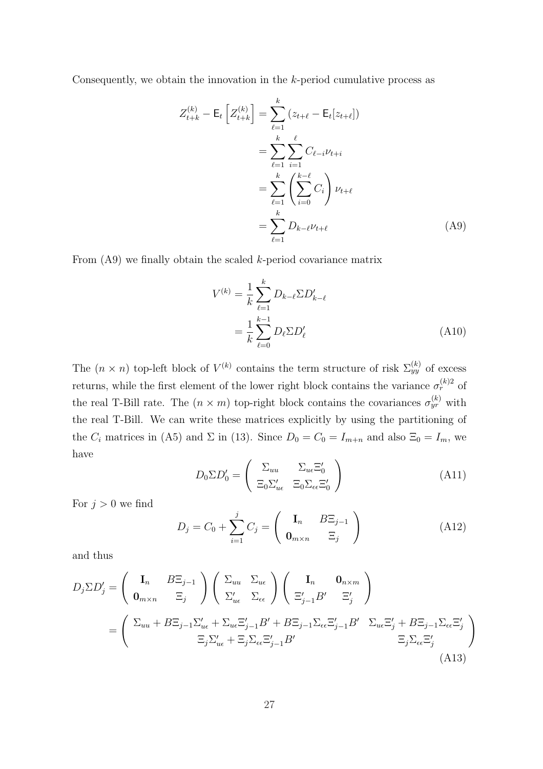Consequently, we obtain the innovation in the $k$-period cumulative process as

$$
\begin{aligned}
Z_{t+k}^{(k)} - \mathsf{E}_t\left[Z_{t+k}^{(k)}\right] &= \sum_{\ell=1}^{k} \left(z_{t+\ell} - \mathsf{E}_t[z_{t+\ell}]\right) \\
&= \sum_{\ell=1}^{k} \sum_{i=1}^{\ell} C_{\ell-i} \nu_{t+i} \\
&= \sum_{\ell=1}^{k} \left( \sum_{i=0}^{k-\ell} C_i \right) \nu_{t+\ell} \\
&= \sum_{\ell=1}^{k} D_{k-\ell} \nu_{t+\ell}
\end{aligned} \tag{A9}
$$

From (A9) we finally obtain the scaled $k$-period covariance matrix

$$
\begin{aligned}
V^{(k)} &= \frac{1}{k} \sum_{\ell=1}^{k} D_{k-\ell} \Sigma D_{k-\ell}' \\
&= \frac{1}{k} \sum_{\ell=0}^{k-1} D_\ell \Sigma D_\ell'
\end{aligned} \tag{A10}
$$

The $(n \times n)$ top-left block of $V^{(k)}$ contains the term structure of risk $\Sigma_{yy}^{(k)}$ of excess returns, while the first element of the lower right block contains the variance $\sigma_r^{(k)2}$ of the real T-Bill rate. The $(n \times m)$ top-right block contains the covariances $\sigma_{yr}^{(k)}$ with the real T-Bill. We can write these matrices explicitly by using the partitioning of the $C_i$ matrices in (A5) and $\Sigma$ in (13). Since $D_0 = C_0 = I_{m+n}$ and also $\Xi_0 = I_m$, we have

$$
D_0 \Sigma D_0' = \begin{pmatrix} \Sigma_{uu} & \Sigma_{u\epsilon} \Xi_0' \\ \Xi_0 \Sigma_{u\epsilon}' & \Xi_0 \Sigma_{\epsilon\epsilon} \Xi_0' \end{pmatrix} \tag{A11}
$$

For $j > 0$ we find

$$
D_j = C_0 + \sum_{i=1}^{j} C_j = \begin{pmatrix} \mathbf{I}_n & B\Xi_{j-1} \\ \mathbf{0}_{m \times n} & \Xi_j \end{pmatrix} \tag{A12}
$$

and thus

$$
\begin{aligned}
D_j \Sigma D_j' &= \begin{pmatrix} \mathbf{I}_n & B\Xi_{j-1} \\ \mathbf{0}_{m \times n} & \Xi_j \end{pmatrix} \begin{pmatrix} \Sigma_{uu} & \Sigma_{u\epsilon} \\ \Sigma_{u\epsilon}' & \Sigma_{\epsilon\epsilon} \end{pmatrix} \begin{pmatrix} \mathbf{I}_n & \mathbf{0}_{n \times m} \\ \Xi_{j-1}' B' & \Xi_j' \end{pmatrix} \\
&= \begin{pmatrix} \Sigma_{uu} + B\Xi_{j-1}\Sigma_{u\epsilon}' + \Sigma_{u\epsilon}\Xi_{j-1}' B' + B\Xi_{j-1}\Sigma_{\epsilon\epsilon}\Xi_{j-1}' B' & \Sigma_{u\epsilon}\Xi_j' + B\Xi_{j-1}\Sigma_{\epsilon\epsilon}\Xi_j' \\ \Xi_j \Sigma_{u\epsilon}' + \Xi_j \Sigma_{\epsilon\epsilon}\Xi_{j-1}' B' & \Xi_j \Sigma_{\epsilon\epsilon} \Xi_j' \end{pmatrix}
\end{aligned} \tag{A13}
$$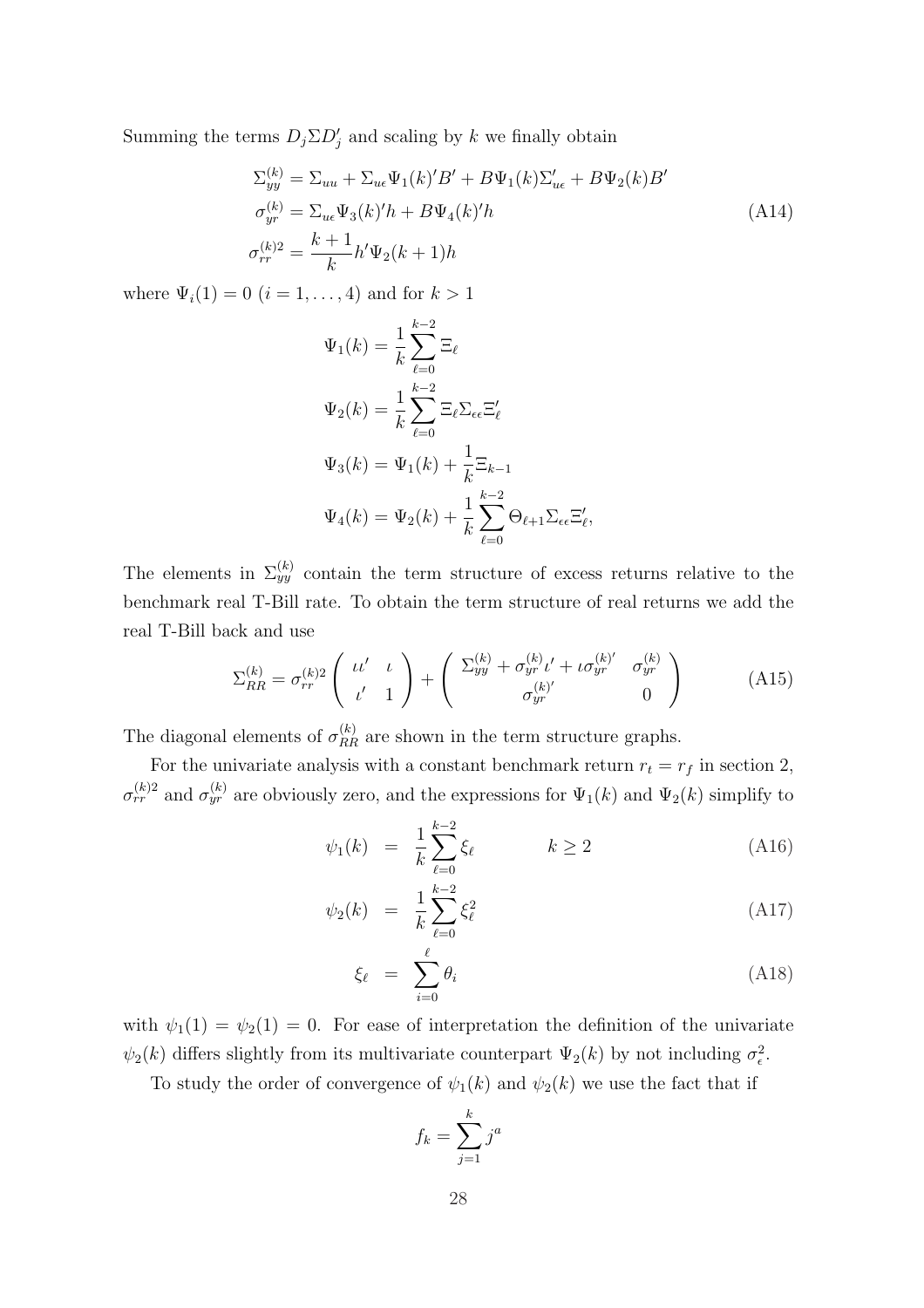Summing the terms $D_j \Sigma D_j'$ and scaling by $k$ we finally obtain

$$
\begin{aligned}
\Sigma_{yy}^{(k)} &= \Sigma_{uu} + \Sigma_{u\epsilon}\Psi_1(k)'B' + B\Psi_1(k)\Sigma_{u\epsilon}' + B\Psi_2(k)B' \\
\sigma_{yr}^{(k)} &= \Sigma_{u\epsilon}\Psi_3(k)'h + B\Psi_4(k)'h \\
\sigma_{rr}^{(k)2} &= \frac{k+1}{k} h'\Psi_2(k+1)h
\end{aligned}
\tag{A14}
$$

where $\Psi_i(1) = 0$ $(i = 1, \ldots, 4)$ and for $k > 1$

$$
\begin{aligned}
\Psi_1(k) &= \frac{1}{k}\sum_{\ell=0}^{k-2} \Xi_\ell \\
\Psi_2(k) &= \frac{1}{k}\sum_{\ell=0}^{k-2} \Xi_\ell \Sigma_{\epsilon\epsilon} \Xi_\ell' \\
\Psi_3(k) &= \Psi_1(k) + \frac{1}{k}\Xi_{k-1} \\
\Psi_4(k) &= \Psi_2(k) + \frac{1}{k}\sum_{\ell=0}^{k-2} \Theta_{\ell+1}\Sigma_{\epsilon\epsilon}\Xi_\ell',
\end{aligned}
$$

The elements in $\Sigma_{yy}^{(k)}$ contain the term structure of excess returns relative to the benchmark real T-Bill rate. To obtain the term structure of real returns we add the real T-Bill back and use

$$
\Sigma_{RR}^{(k)} = \sigma_{rr}^{(k)2} \begin{pmatrix} \iota\iota' & \iota \\ \iota' & 1 \end{pmatrix} + \begin{pmatrix} \Sigma_{yy}^{(k)} + \sigma_{yr}^{(k)}\iota' + \iota\sigma_{yr}^{(k)'} & \sigma_{yr}^{(k)} \\ \sigma_{yr}^{(k)'} & 0 \end{pmatrix}
\tag{A15}
$$

The diagonal elements of $\sigma_{RR}^{(k)}$ are shown in the term structure graphs.

For the univariate analysis with a constant benchmark return $r_t = r_f$ in section 2, $\sigma_{rr}^{(k)2}$ and $\sigma_{yr}^{(k)}$ are obviously zero, and the expressions for $\Psi_1(k)$ and $\Psi_2(k)$ simplify to

$$
\psi_1(k) = \frac{1}{k}\sum_{\ell=0}^{k-2} \xi_\ell \qquad k \geq 2 \tag{A16}
$$

$$
\psi_2(k) = \frac{1}{k}\sum_{\ell=0}^{k-2} \xi_\ell^2 \tag{A17}
$$

$$
\xi_\ell = \sum_{i=0}^{\ell} \theta_i \tag{A18}
$$

with $\psi_1(1) = \psi_2(1) = 0$. For ease of interpretation the definition of the univariate $\psi_2(k)$ differs slightly from its multivariate counterpart $\Psi_2(k)$ by not including $\sigma_\epsilon^2$.

To study the order of convergence of $\psi_1(k)$ and $\psi_2(k)$ we use the fact that if

$$
f_k = \sum_{j=1}^{k} j^a
$$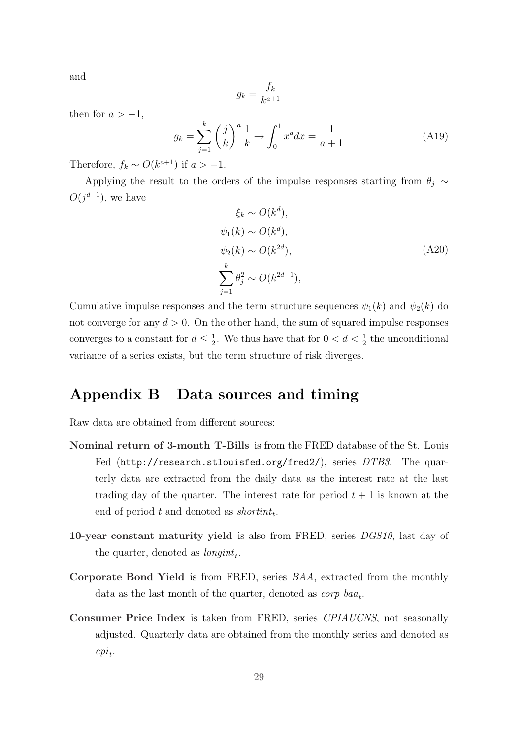and

$$g_k = \frac{f_k}{k^{a+1}}$$

then for $a > -1$,

$$g_k = \sum_{j=1}^{k} \left(\frac{j}{k}\right)^a \frac{1}{k} \to \int_0^1 x^a dx = \frac{1}{a+1} \tag{A19}$$

Therefore, $f_k \sim O(k^{a+1})$ if $a > -1$.

Applying the result to the orders of the impulse responses starting from $\theta_j \sim O(j^{d-1})$, we have

$$\begin{aligned}
\xi_k &\sim O(k^d), \\
\psi_1(k) &\sim O(k^d), \\
\psi_2(k) &\sim O(k^{2d}), \\
\sum_{j=1}^{k} \theta_j^2 &\sim O(k^{2d-1}),
\end{aligned} \tag{A20}$$

Cumulative impulse responses and the term structure sequences $\psi_1(k)$ and $\psi_2(k)$ do not converge for any $d > 0$. On the other hand, the sum of squared impulse responses converges to a constant for $d \leq \frac{1}{2}$. We thus have that for $0 < d < \frac{1}{2}$ the unconditional variance of a series exists, but the term structure of risk diverges.

## Appendix B Data sources and timing

Raw data are obtained from different sources:

**Nominal return of 3-month T-Bills** is from the FRED database of the St. Louis Fed (`http://research.stlouisfed.org/fred2/`), series *DTB3*. The quarterly data are extracted from the daily data as the interest rate at the last trading day of the quarter. The interest rate for period $t+1$ is known at the end of period $t$ and denoted as $shortint_t$.

**10-year constant maturity yield** is also from FRED, series *DGS10*, last day of the quarter, denoted as $longint_t$.

**Corporate Bond Yield** is from FRED, series *BAA*, extracted from the monthly data as the last month of the quarter, denoted as $corp\_baa_t$.

**Consumer Price Index** is taken from FRED, series *CPIAUCNS*, not seasonally adjusted. Quarterly data are obtained from the monthly series and denoted as $cpi_t$.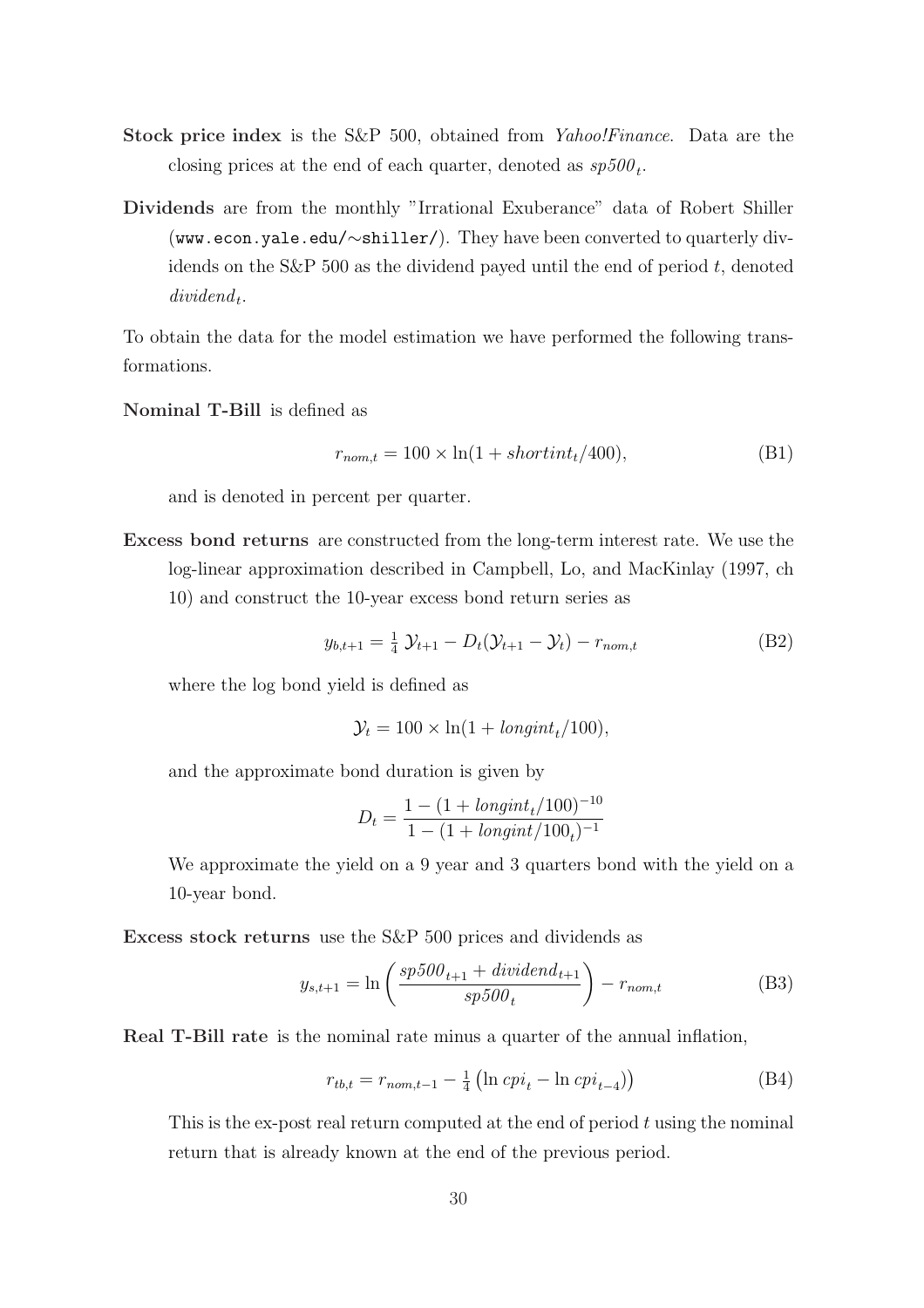**Stock price index** is the S&P 500, obtained from *Yahoo!Finance*. Data are the closing prices at the end of each quarter, denoted as $sp500_t$.

**Dividends** are from the monthly "Irrational Exuberance" data of Robert Shiller (`www.econ.yale.edu/~shiller/`). They have been converted to quarterly dividends on the S&P 500 as the dividend payed until the end of period $t$, denoted $dividend_t$.

To obtain the data for the model estimation we have performed the following transformations.

**Nominal T-Bill** is defined as

$$r_{nom,t} = 100 \times \ln(1 + shortint_t/400), \tag{B1}$$

and is denoted in percent per quarter.

**Excess bond returns** are constructed from the long-term interest rate. We use the log-linear approximation described in Campbell, Lo, and MacKinlay (1997, ch 10) and construct the 10-year excess bond return series as

$$y_{b,t+1} = \tfrac{1}{4}\, \mathcal{Y}_{t+1} - D_t(\mathcal{Y}_{t+1} - \mathcal{Y}_t) - r_{nom,t} \tag{B2}$$

where the log bond yield is defined as

$$\mathcal{Y}_t = 100 \times \ln(1 + longint_t/100),$$

and the approximate bond duration is given by

$$D_t = \frac{1 - (1 + longint_t/100)^{-10}}{1 - (1 + longint/100_t)^{-1}}$$

We approximate the yield on a 9 year and 3 quarters bond with the yield on a 10-year bond.

**Excess stock returns** use the S&P 500 prices and dividends as

$$y_{s,t+1} = \ln\left(\frac{sp500_{t+1} + dividend_{t+1}}{sp500_t}\right) - r_{nom,t} \tag{B3}$$

**Real T-Bill rate** is the nominal rate minus a quarter of the annual inflation,

$$r_{tb,t} = r_{nom,t-1} - \tfrac{1}{4}\left(\ln cpi_t - \ln cpi_{t-4})\right) \tag{B4}$$

This is the ex-post real return computed at the end of period $t$ using the nominal return that is already known at the end of the previous period.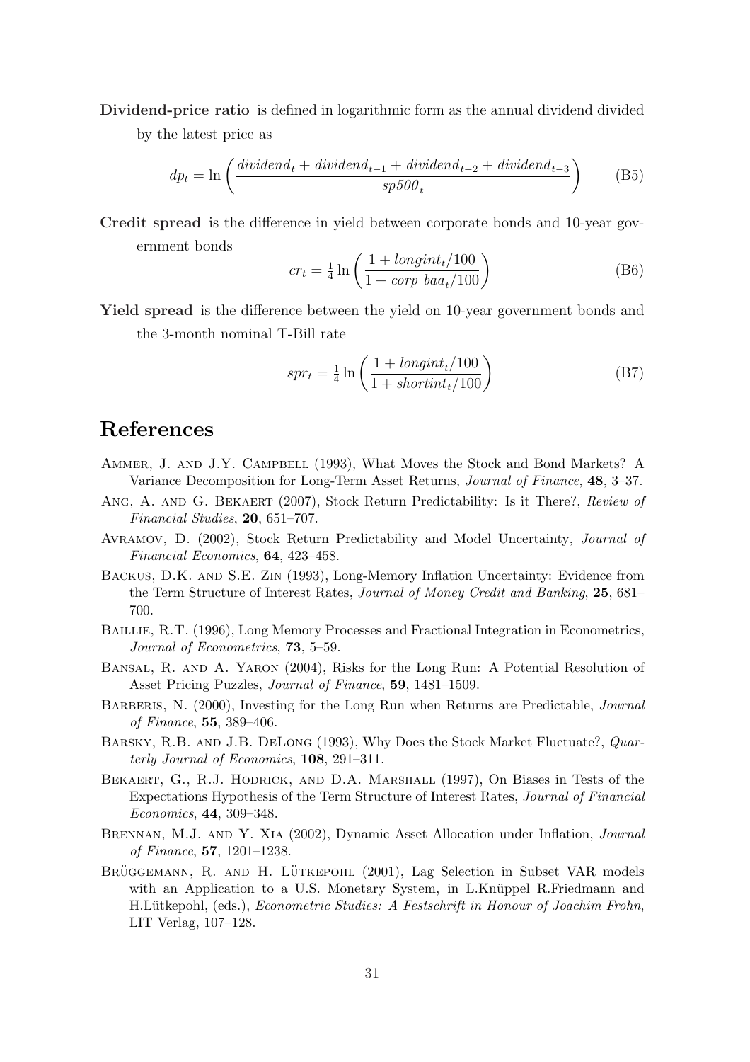**Dividend-price ratio** is defined in logarithmic form as the annual dividend divided by the latest price as

$$dp_t = \ln\left(\frac{dividend_t + dividend_{t-1} + dividend_{t-2} + dividend_{t-3}}{sp500_t}\right) \tag{B5}$$

**Credit spread** is the difference in yield between corporate bonds and 10-year government bonds

$$cr_t = \tfrac{1}{4}\ln\left(\frac{1 + longint_t/100}{1 + corp\_baa_t/100}\right) \tag{B6}$$

**Yield spread** is the difference between the yield on 10-year government bonds and the 3-month nominal T-Bill rate

$$spr_t = \tfrac{1}{4}\ln\left(\frac{1 + longint_t/100}{1 + shortint_t/100}\right) \tag{B7}$$

# References

Ammer, J. and J.Y. Campbell (1993), What Moves the Stock and Bond Markets? A Variance Decomposition for Long-Term Asset Returns, *Journal of Finance*, **48**, 3–37.

Ang, A. and G. Bekaert (2007), Stock Return Predictability: Is it There?, *Review of Financial Studies*, **20**, 651–707.

Avramov, D. (2002), Stock Return Predictability and Model Uncertainty, *Journal of Financial Economics*, **64**, 423–458.

Backus, D.K. and S.E. Zin (1993), Long-Memory Inflation Uncertainty: Evidence from the Term Structure of Interest Rates, *Journal of Money Credit and Banking*, **25**, 681–700.

Baillie, R.T. (1996), Long Memory Processes and Fractional Integration in Econometrics, *Journal of Econometrics*, **73**, 5–59.

Bansal, R. and A. Yaron (2004), Risks for the Long Run: A Potential Resolution of Asset Pricing Puzzles, *Journal of Finance*, **59**, 1481–1509.

Barberis, N. (2000), Investing for the Long Run when Returns are Predictable, *Journal of Finance*, **55**, 389–406.

Barsky, R.B. and J.B. DeLong (1993), Why Does the Stock Market Fluctuate?, *Quarterly Journal of Economics*, **108**, 291–311.

Bekaert, G., R.J. Hodrick, and D.A. Marshall (1997), On Biases in Tests of the Expectations Hypothesis of the Term Structure of Interest Rates, *Journal of Financial Economics*, **44**, 309–348.

Brennan, M.J. and Y. Xia (2002), Dynamic Asset Allocation under Inflation, *Journal of Finance*, **57**, 1201–1238.

Brüggemann, R. and H. Lütkepohl (2001), Lag Selection in Subset VAR models with an Application to a U.S. Monetary System, in L.Knüppel R.Friedmann and H.Lütkepohl, (eds.), *Econometric Studies: A Festschrift in Honour of Joachim Frohn*, LIT Verlag, 107–128.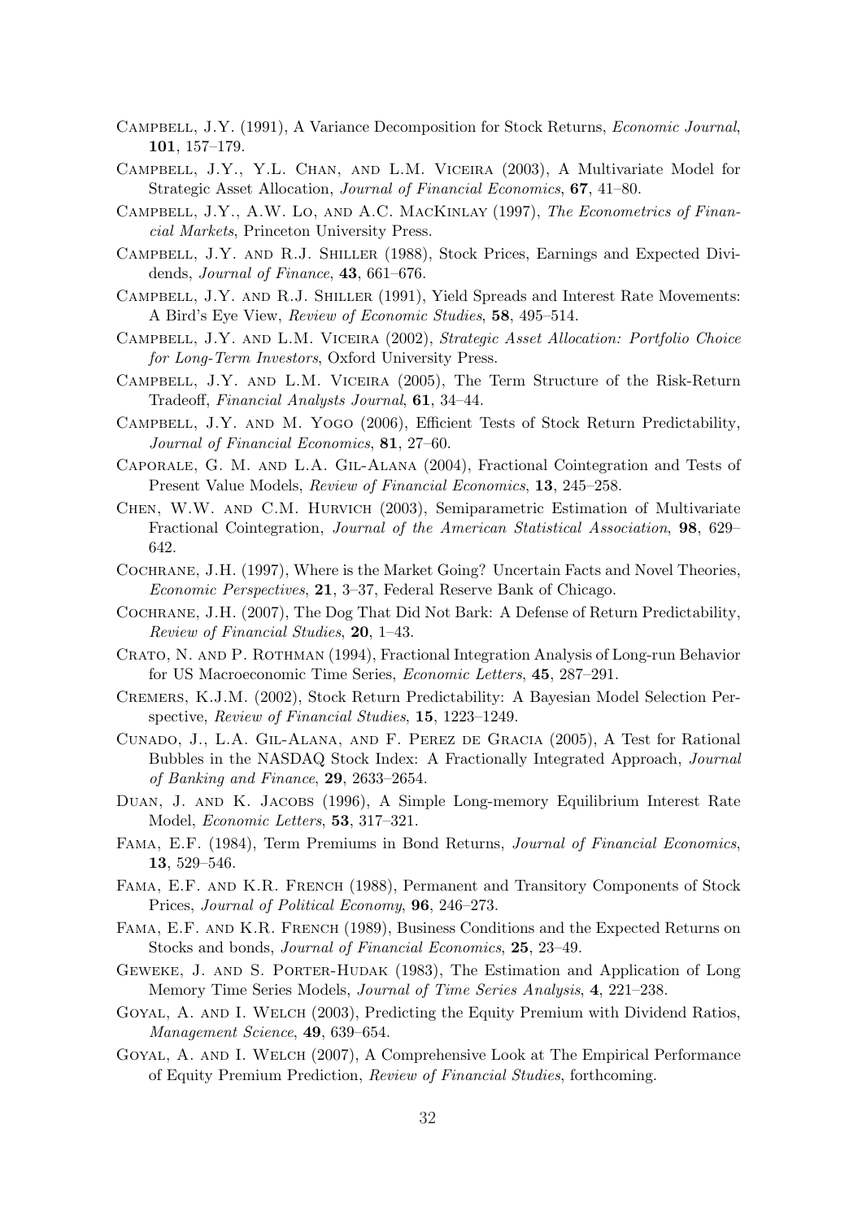Campbell, J.Y. (1991), A Variance Decomposition for Stock Returns, *Economic Journal*, **101**, 157–179.

Campbell, J.Y., Y.L. Chan, and L.M. Viceira (2003), A Multivariate Model for Strategic Asset Allocation, *Journal of Financial Economics*, **67**, 41–80.

Campbell, J.Y., A.W. Lo, and A.C. MacKinlay (1997), *The Econometrics of Financial Markets*, Princeton University Press.

Campbell, J.Y. and R.J. Shiller (1988), Stock Prices, Earnings and Expected Dividends, *Journal of Finance*, **43**, 661–676.

Campbell, J.Y. and R.J. Shiller (1991), Yield Spreads and Interest Rate Movements: A Bird's Eye View, *Review of Economic Studies*, **58**, 495–514.

Campbell, J.Y. and L.M. Viceira (2002), *Strategic Asset Allocation: Portfolio Choice for Long-Term Investors*, Oxford University Press.

Campbell, J.Y. and L.M. Viceira (2005), The Term Structure of the Risk-Return Tradeoff, *Financial Analysts Journal*, **61**, 34–44.

Campbell, J.Y. and M. Yogo (2006), Efficient Tests of Stock Return Predictability, *Journal of Financial Economics*, **81**, 27–60.

Caporale, G. M. and L.A. Gil-Alana (2004), Fractional Cointegration and Tests of Present Value Models, *Review of Financial Economics*, **13**, 245–258.

Chen, W.W. and C.M. Hurvich (2003), Semiparametric Estimation of Multivariate Fractional Cointegration, *Journal of the American Statistical Association*, **98**, 629–642.

Cochrane, J.H. (1997), Where is the Market Going? Uncertain Facts and Novel Theories, *Economic Perspectives*, **21**, 3–37, Federal Reserve Bank of Chicago.

Cochrane, J.H. (2007), The Dog That Did Not Bark: A Defense of Return Predictability, *Review of Financial Studies*, **20**, 1–43.

Crato, N. and P. Rothman (1994), Fractional Integration Analysis of Long-run Behavior for US Macroeconomic Time Series, *Economic Letters*, **45**, 287–291.

Cremers, K.J.M. (2002), Stock Return Predictability: A Bayesian Model Selection Perspective, *Review of Financial Studies*, **15**, 1223–1249.

Cunado, J., L.A. Gil-Alana, and F. Perez de Gracia (2005), A Test for Rational Bubbles in the NASDAQ Stock Index: A Fractionally Integrated Approach, *Journal of Banking and Finance*, **29**, 2633–2654.

Duan, J. and K. Jacobs (1996), A Simple Long-memory Equilibrium Interest Rate Model, *Economic Letters*, **53**, 317–321.

Fama, E.F. (1984), Term Premiums in Bond Returns, *Journal of Financial Economics*, **13**, 529–546.

Fama, E.F. and K.R. French (1988), Permanent and Transitory Components of Stock Prices, *Journal of Political Economy*, **96**, 246–273.

Fama, E.F. and K.R. French (1989), Business Conditions and the Expected Returns on Stocks and bonds, *Journal of Financial Economics*, **25**, 23–49.

Geweke, J. and S. Porter-Hudak (1983), The Estimation and Application of Long Memory Time Series Models, *Journal of Time Series Analysis*, **4**, 221–238.

Goyal, A. and I. Welch (2003), Predicting the Equity Premium with Dividend Ratios, *Management Science*, **49**, 639–654.

Goyal, A. and I. Welch (2007), A Comprehensive Look at The Empirical Performance of Equity Premium Prediction, *Review of Financial Studies*, forthcoming.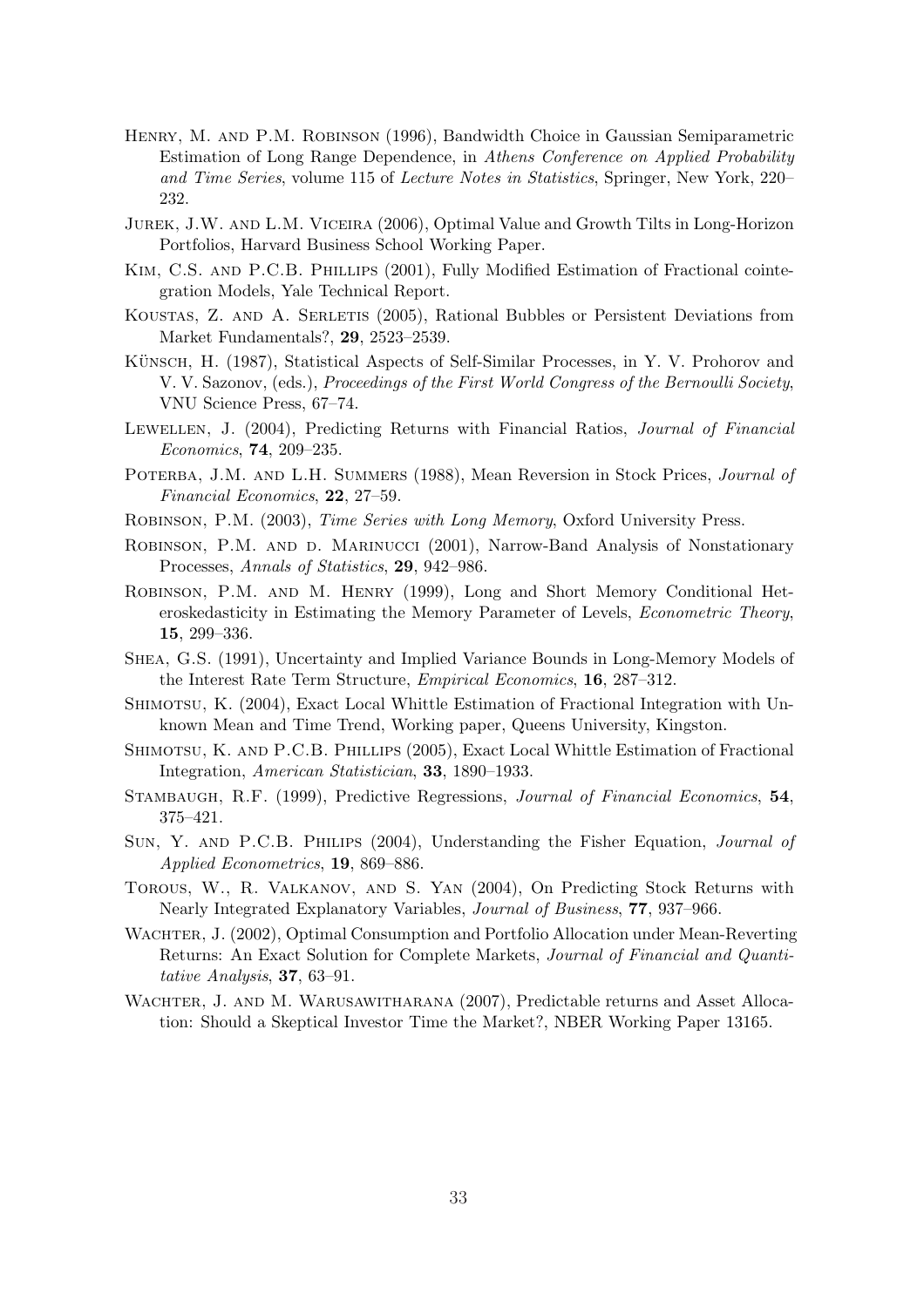Henry, M. and P.M. Robinson (1996), Bandwidth Choice in Gaussian Semiparametric Estimation of Long Range Dependence, in *Athens Conference on Applied Probability and Time Series*, volume 115 of *Lecture Notes in Statistics*, Springer, New York, 220–232.

Jurek, J.W. and L.M. Viceira (2006), Optimal Value and Growth Tilts in Long-Horizon Portfolios, Harvard Business School Working Paper.

Kim, C.S. and P.C.B. Phillips (2001), Fully Modified Estimation of Fractional cointegration Models, Yale Technical Report.

Koustas, Z. and A. Serletis (2005), Rational Bubbles or Persistent Deviations from Market Fundamentals?, **29**, 2523–2539.

Künsch, H. (1987), Statistical Aspects of Self-Similar Processes, in Y. V. Prohorov and V. V. Sazonov, (eds.), *Proceedings of the First World Congress of the Bernoulli Society*, VNU Science Press, 67–74.

Lewellen, J. (2004), Predicting Returns with Financial Ratios, *Journal of Financial Economics*, **74**, 209–235.

Poterba, J.M. and L.H. Summers (1988), Mean Reversion in Stock Prices, *Journal of Financial Economics*, **22**, 27–59.

Robinson, P.M. (2003), *Time Series with Long Memory*, Oxford University Press.

Robinson, P.M. and D. Marinucci (2001), Narrow-Band Analysis of Nonstationary Processes, *Annals of Statistics*, **29**, 942–986.

Robinson, P.M. and M. Henry (1999), Long and Short Memory Conditional Heteroskedasticity in Estimating the Memory Parameter of Levels, *Econometric Theory*, **15**, 299–336.

Shea, G.S. (1991), Uncertainty and Implied Variance Bounds in Long-Memory Models of the Interest Rate Term Structure, *Empirical Economics*, **16**, 287–312.

Shimotsu, K. (2004), Exact Local Whittle Estimation of Fractional Integration with Unknown Mean and Time Trend, Working paper, Queens University, Kingston.

Shimotsu, K. and P.C.B. Phillips (2005), Exact Local Whittle Estimation of Fractional Integration, *American Statistician*, **33**, 1890–1933.

Stambaugh, R.F. (1999), Predictive Regressions, *Journal of Financial Economics*, **54**, 375–421.

Sun, Y. and P.C.B. Philips (2004), Understanding the Fisher Equation, *Journal of Applied Econometrics*, **19**, 869–886.

Torous, W., R. Valkanov, and S. Yan (2004), On Predicting Stock Returns with Nearly Integrated Explanatory Variables, *Journal of Business*, **77**, 937–966.

Wachter, J. (2002), Optimal Consumption and Portfolio Allocation under Mean-Reverting Returns: An Exact Solution for Complete Markets, *Journal of Financial and Quantitative Analysis*, **37**, 63–91.

Wachter, J. and M. Warusawitharana (2007), Predictable returns and Asset Allocation: Should a Skeptical Investor Time the Market?, NBER Working Paper 13165.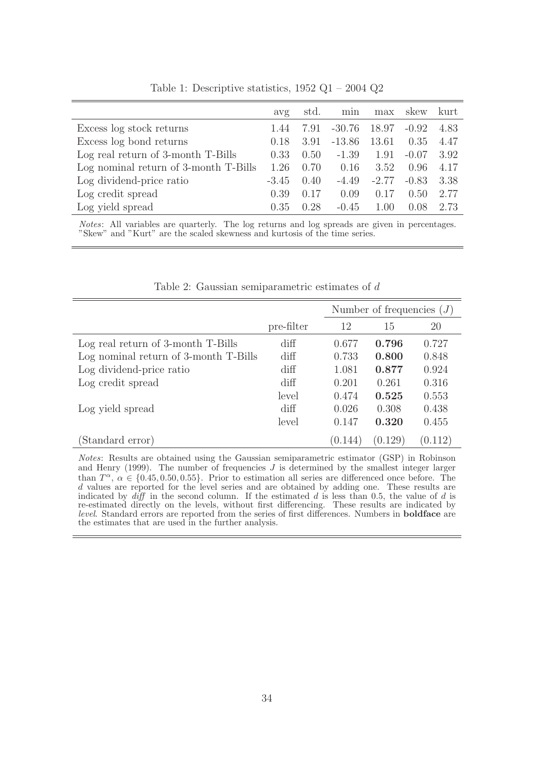Table 1: Descriptive statistics, 1952 Q1 – 2004 Q2

| | avg | std. | min | max | skew | kurt |
|---|---|---|---|---|---|---|
| Excess log stock returns | 1.44 | 7.91 | -30.76 | 18.97 | -0.92 | 4.83 |
| Excess log bond returns | 0.18 | 3.91 | -13.86 | 13.61 | 0.35 | 4.47 |
| Log real return of 3-month T-Bills | 0.33 | 0.50 | -1.39 | 1.91 | -0.07 | 3.92 |
| Log nominal return of 3-month T-Bills | 1.26 | 0.70 | 0.16 | 3.52 | 0.96 | 4.17 |
| Log dividend-price ratio | -3.45 | 0.40 | -4.49 | -2.77 | -0.83 | 3.38 |
| Log credit spread | 0.39 | 0.17 | 0.09 | 0.17 | 0.50 | 2.77 |
| Log yield spread | 0.35 | 0.28 | -0.45 | 1.00 | 0.08 | 2.73 |

*Notes*: All variables are quarterly. The log returns and log spreads are given in percentages. "Skew" and "Kurt" are the scaled skewness and kurtosis of the time series.

Table 2: Gaussian semiparametric estimates of $d$

| | | Number of frequencies ($J$) | | |
|---|---|---|---|---|
| | pre-filter | 12 | 15 | 20 |
| Log real return of 3-month T-Bills | diff | 0.677 | **0.796** | 0.727 |
| Log nominal return of 3-month T-Bills | diff | 0.733 | **0.800** | 0.848 |
| Log dividend-price ratio | diff | 1.081 | **0.877** | 0.924 |
| Log credit spread | diff | 0.201 | 0.261 | 0.316 |
| | level | 0.474 | **0.525** | 0.553 |
| Log yield spread | diff | 0.026 | 0.308 | 0.438 |
| | level | 0.147 | **0.320** | 0.455 |
| (Standard error) | | (0.144) | (0.129) | (0.112) |

*Notes*: Results are obtained using the Gaussian semiparametric estimator (GSP) in Robinson and Henry (1999). The number of frequencies $J$ is determined by the smallest integer larger than $T^{\alpha}$, $\alpha \in \{0.45, 0.50, 0.55\}$. Prior to estimation all series are differenced once before. The $d$ values are reported for the level series and are obtained by adding one. These results are indicated by *diff* in the second column. If the estimated $d$ is less than 0.5, the value of $d$ is re-estimated directly on the levels, without first differencing. These results are indicated by *level*. Standard errors are reported from the series of first differences. Numbers in **boldface** are the estimates that are used in the further analysis.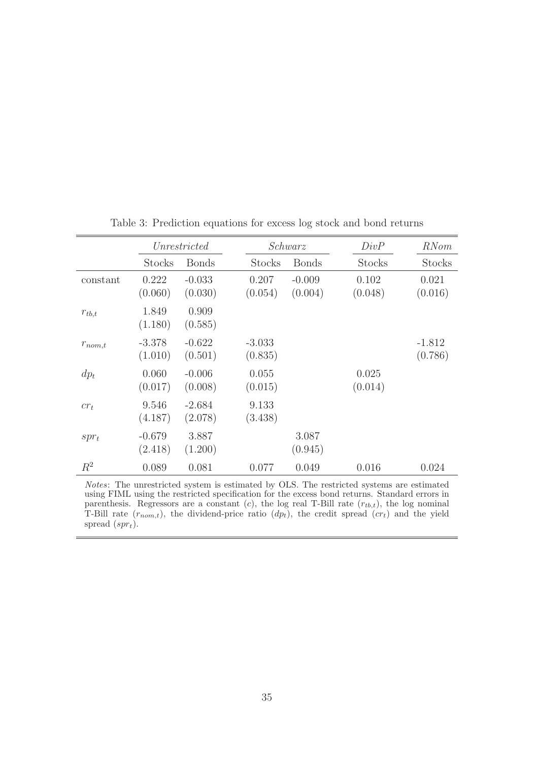Table 3: Prediction equations for excess log stock and bond returns

| | *Unrestricted* | | *Schwarz* | | *DivP* | *RNom* |
|---|---|---|---|---|---|---|
| | Stocks | Bonds | Stocks | Bonds | Stocks | Stocks |
| constant | 0.222 | -0.033 | 0.207 | -0.009 | 0.102 | 0.021 |
| | (0.060) | (0.030) | (0.054) | (0.004) | (0.048) | (0.016) |
| $r_{tb,t}$ | 1.849 | 0.909 | | | | |
| | (1.180) | (0.585) | | | | |
| $r_{nom,t}$ | -3.378 | -0.622 | -3.033 | | | -1.812 |
| | (1.010) | (0.501) | (0.835) | | | (0.786) |
| $dp_t$ | 0.060 | -0.006 | 0.055 | | 0.025 | |
| | (0.017) | (0.008) | (0.015) | | (0.014) | |
| $cr_t$ | 9.546 | -2.684 | 9.133 | | | |
| | (4.187) | (2.078) | (3.438) | | | |
| $spr_t$ | -0.679 | 3.887 | | 3.087 | | |
| | (2.418) | (1.200) | | (0.945) | | |
| $R^2$ | 0.089 | 0.081 | 0.077 | 0.049 | 0.016 | 0.024 |

*Notes*: The unrestricted system is estimated by OLS. The restricted systems are estimated using FIML using the restricted specification for the excess bond returns. Standard errors in parenthesis. Regressors are a constant ($c$), the log real T-Bill rate ($r_{tb,t}$), the log nominal T-Bill rate ($r_{nom,t}$), the dividend-price ratio ($dp_t$), the credit spread ($cr_t$) and the yield spread ($spr_t$).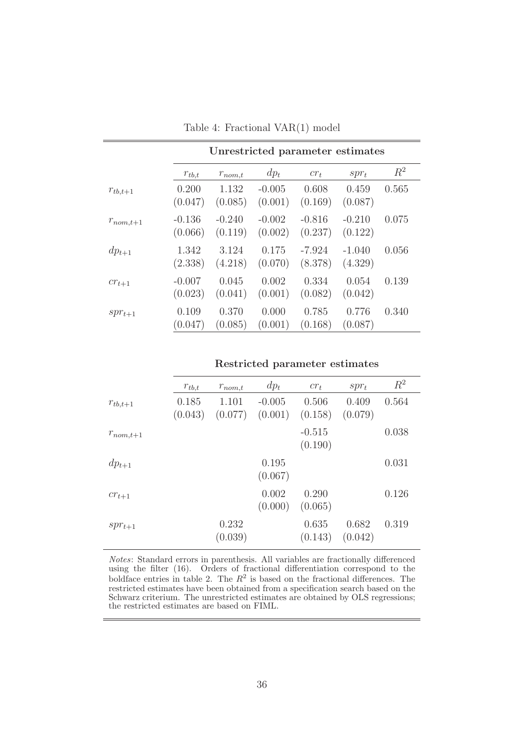Table 4: Fractional VAR(1) model

**Unrestricted parameter estimates**

| | $r_{tb,t}$ | $r_{nom,t}$ | $dp_t$ | $cr_t$ | $spr_t$ | $R^2$ |
|---|---|---|---|---|---|---|
| $r_{tb,t+1}$ | 0.200 | 1.132 | -0.005 | 0.608 | 0.459 | 0.565 |
| | (0.047) | (0.085) | (0.001) | (0.169) | (0.087) | |
| $r_{nom,t+1}$ | -0.136 | -0.240 | -0.002 | -0.816 | -0.210 | 0.075 |
| | (0.066) | (0.119) | (0.002) | (0.237) | (0.122) | |
| $dp_{t+1}$ | 1.342 | 3.124 | 0.175 | -7.924 | -1.040 | 0.056 |
| | (2.338) | (4.218) | (0.070) | (8.378) | (4.329) | |
| $cr_{t+1}$ | -0.007 | 0.045 | 0.002 | 0.334 | 0.054 | 0.139 |
| | (0.023) | (0.041) | (0.001) | (0.082) | (0.042) | |
| $spr_{t+1}$ | 0.109 | 0.370 | 0.000 | 0.785 | 0.776 | 0.340 |
| | (0.047) | (0.085) | (0.001) | (0.168) | (0.087) | |

**Restricted parameter estimates**

| | $r_{tb,t}$ | $r_{nom,t}$ | $dp_t$ | $cr_t$ | $spr_t$ | $R^2$ |
|---|---|---|---|---|---|---|
| $r_{tb,t+1}$ | 0.185 | 1.101 | -0.005 | 0.506 | 0.409 | 0.564 |
| | (0.043) | (0.077) | (0.001) | (0.158) | (0.079) | |
| $r_{nom,t+1}$ | | | | -0.515 | | 0.038 |
| | | | | (0.190) | | |
| $dp_{t+1}$ | | | 0.195 | | | 0.031 |
| | | | (0.067) | | | |
| $cr_{t+1}$ | | | 0.002 | 0.290 | | 0.126 |
| | | | (0.000) | (0.065) | | |
| $spr_{t+1}$ | | 0.232 | | 0.635 | 0.682 | 0.319 |
| | | (0.039) | | (0.143) | (0.042) | |

*Notes*: Standard errors in parenthesis. All variables are fractionally differenced using the filter (16). Orders of fractional differentiation correspond to the boldface entries in table 2. The $R^2$ is based on the fractional differences. The restricted estimates have been obtained from a specification search based on the Schwarz criterium. The unrestricted estimates are obtained by OLS regressions; the restricted estimates are based on FIML.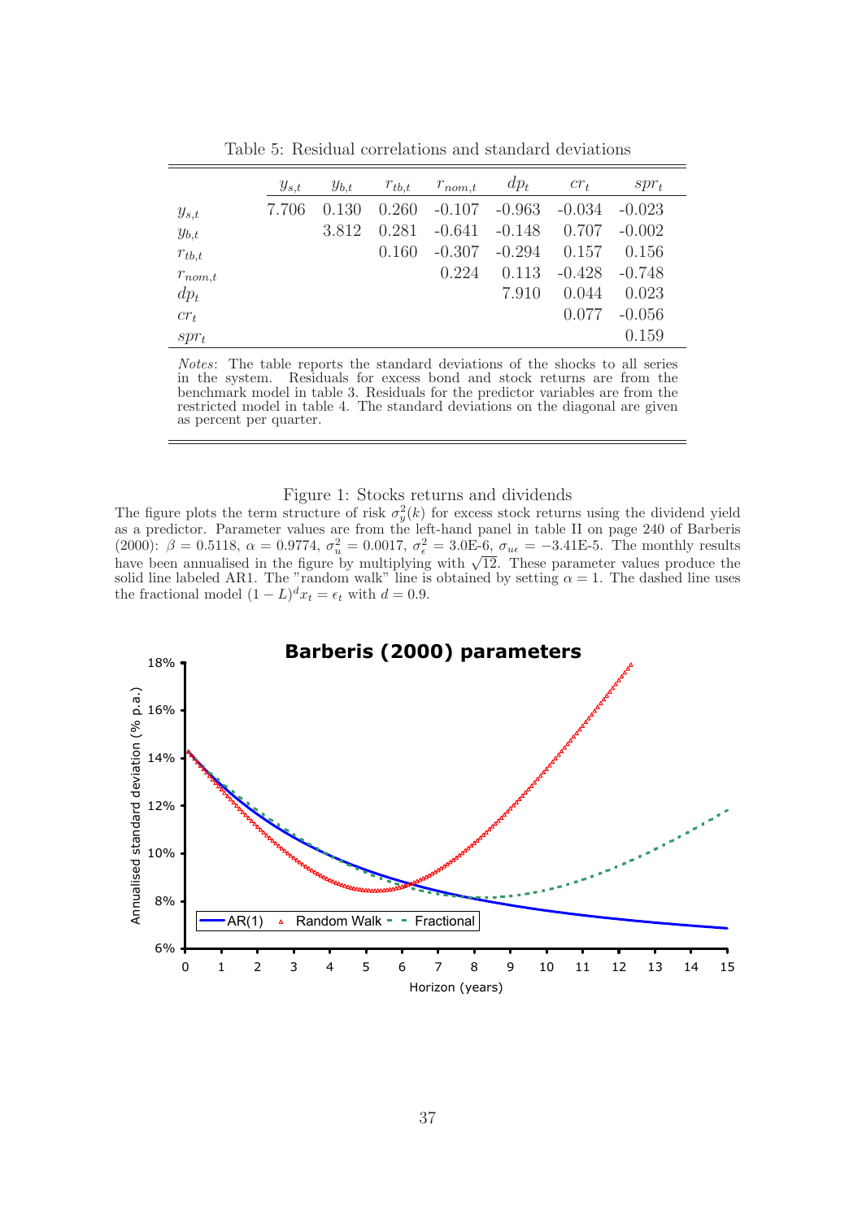Table 5: Residual correlations and standard deviations

| | $y_{s,t}$ | $y_{b,t}$ | $r_{tb,t}$ | $r_{nom,t}$ | $dp_t$ | $cr_t$ | $spr_t$ |
|---|---|---|---|---|---|---|---|
| $y_{s,t}$ | 7.706 | 0.130 | 0.260 | -0.107 | -0.963 | -0.034 | -0.023 |
| $y_{b,t}$ | | 3.812 | 0.281 | -0.641 | -0.148 | 0.707 | -0.002 |
| $r_{tb,t}$ | | | 0.160 | -0.307 | -0.294 | 0.157 | 0.156 |
| $r_{nom,t}$ | | | | 0.224 | 0.113 | -0.428 | -0.748 |
| $dp_t$ | | | | | 7.910 | 0.044 | 0.023 |
| $cr_t$ | | | | | | 0.077 | -0.056 |
| $spr_t$ | | | | | | | 0.159 |

*Notes*: The table reports the standard deviations of the shocks to all series in the system. Residuals for excess bond and stock returns are from the benchmark model in table 3. Residuals for the predictor variables are from the restricted model in table 4. The standard deviations on the diagonal are given as percent per quarter.

Figure 1: Stocks returns and dividends

The figure plots the term structure of risk $\sigma_y^2(k)$ for excess stock returns using the dividend yield as a predictor. Parameter values are from the left-hand panel in table II on page 240 of Barberis (2000): $\beta = 0.5118$, $\alpha = 0.9774$, $\sigma_u^2 = 0.0017$, $\sigma_\epsilon^2 = 3.0\text{E-}6$, $\sigma_{u\epsilon} = -3.41\text{E-}5$. The monthly results have been annualised in the figure by multiplying with $\sqrt{12}$. These parameter values produce the solid line labeled AR1. The "random walk" line is obtained by setting $\alpha = 1$. The dashed line uses the fractional model $(1 - L)^d x_t = \epsilon_t$ with $d = 0.9$.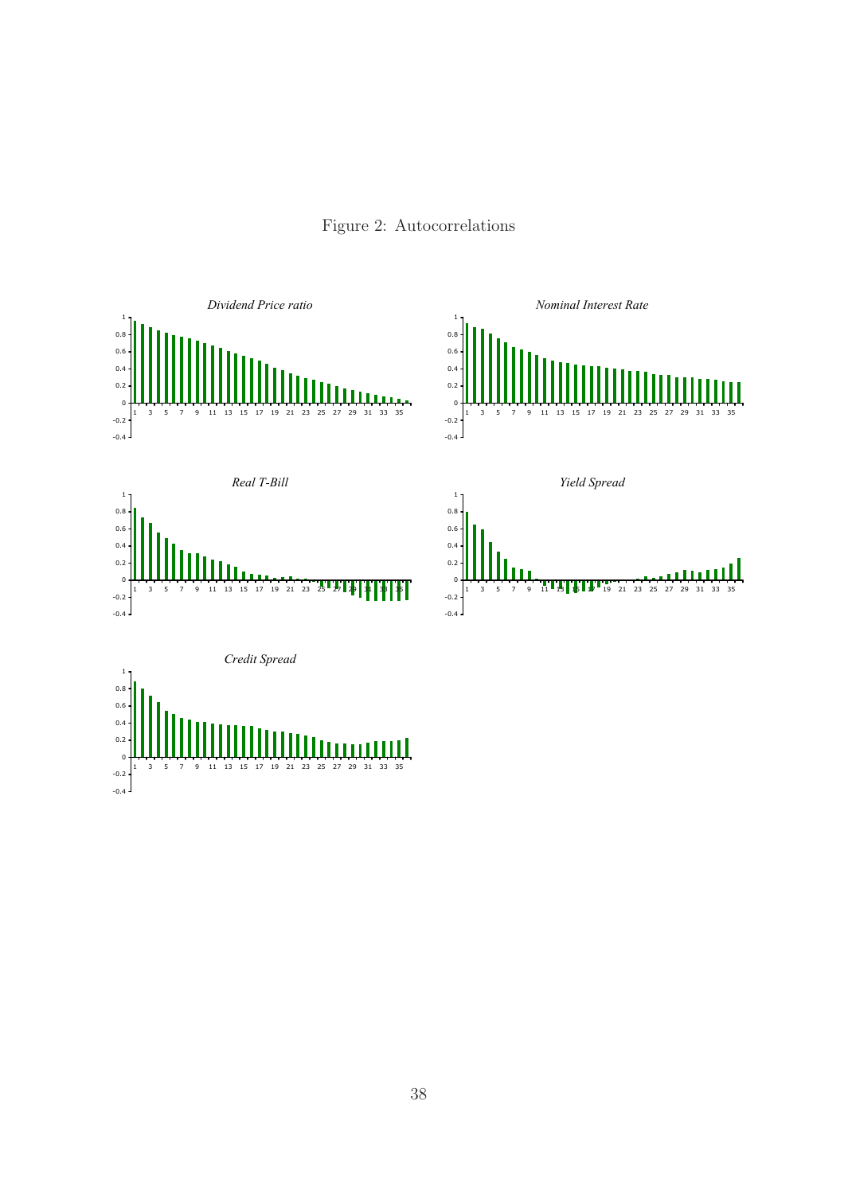Figure 2: Autocorrelations

*Dividend Price ratio*

*Nominal Interest Rate*

*Real T-Bill*

*Yield Spread*

*Credit Spread*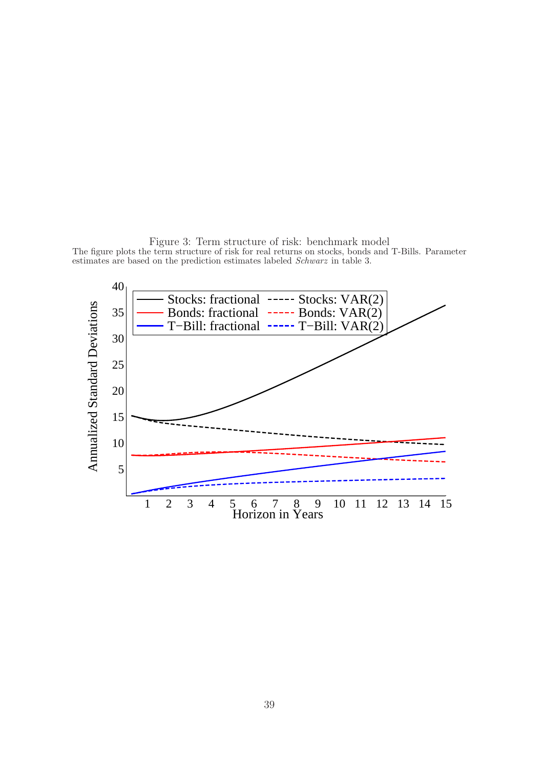Figure 3: Term structure of risk: benchmark model

The figure plots the term structure of risk for real returns on stocks, bonds and T-Bills. Parameter estimates are based on the prediction estimates labeled *Schwarz* in table 3.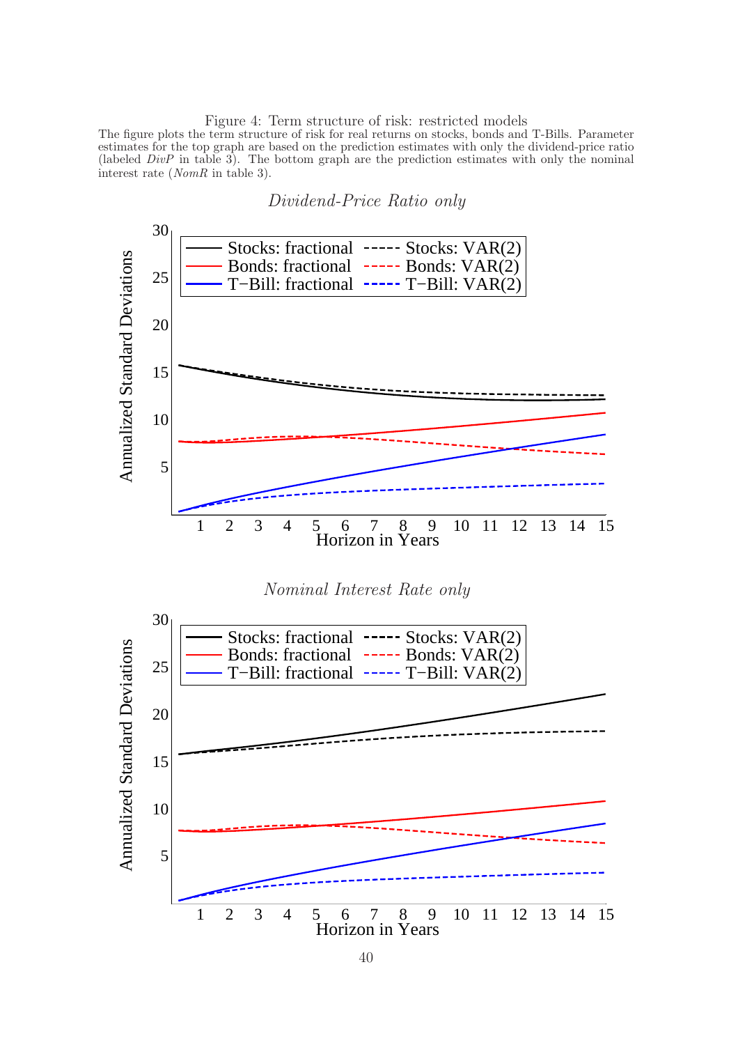Figure 4: Term structure of risk: restricted models

The figure plots the term structure of risk for real returns on stocks, bonds and T-Bills. Parameter estimates for the top graph are based on the prediction estimates with only the dividend-price ratio (labeled *DivP* in table 3). The bottom graph are the prediction estimates with only the nominal interest rate (*NomR* in table 3).

*Dividend-Price Ratio only*

*Nominal Interest Rate only*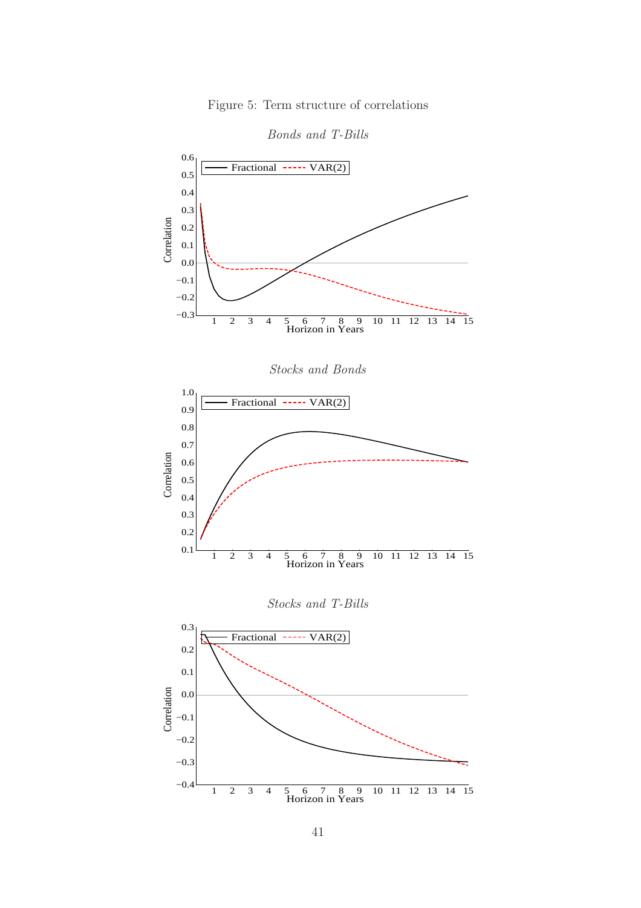Figure 5: Term structure of correlations

*Bonds and T-Bills*

*Stocks and Bonds*

*Stocks and T-Bills*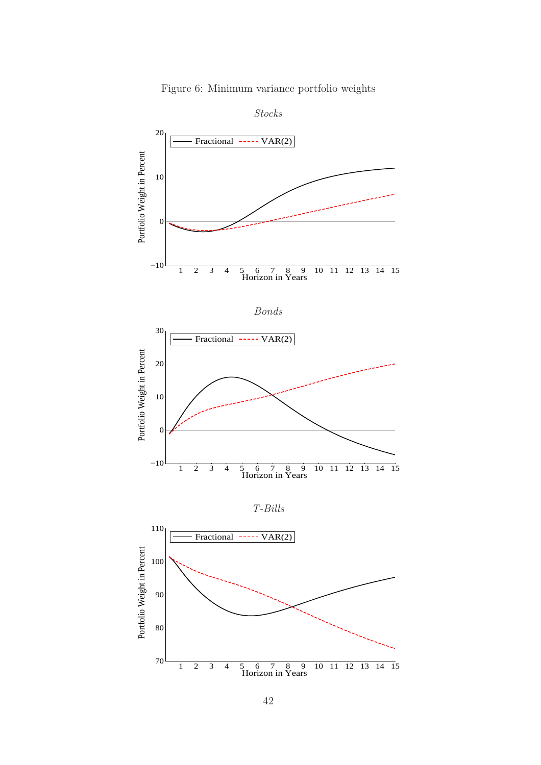Figure 6: Minimum variance portfolio weights

*Stocks*

*Bonds*

*T-Bills*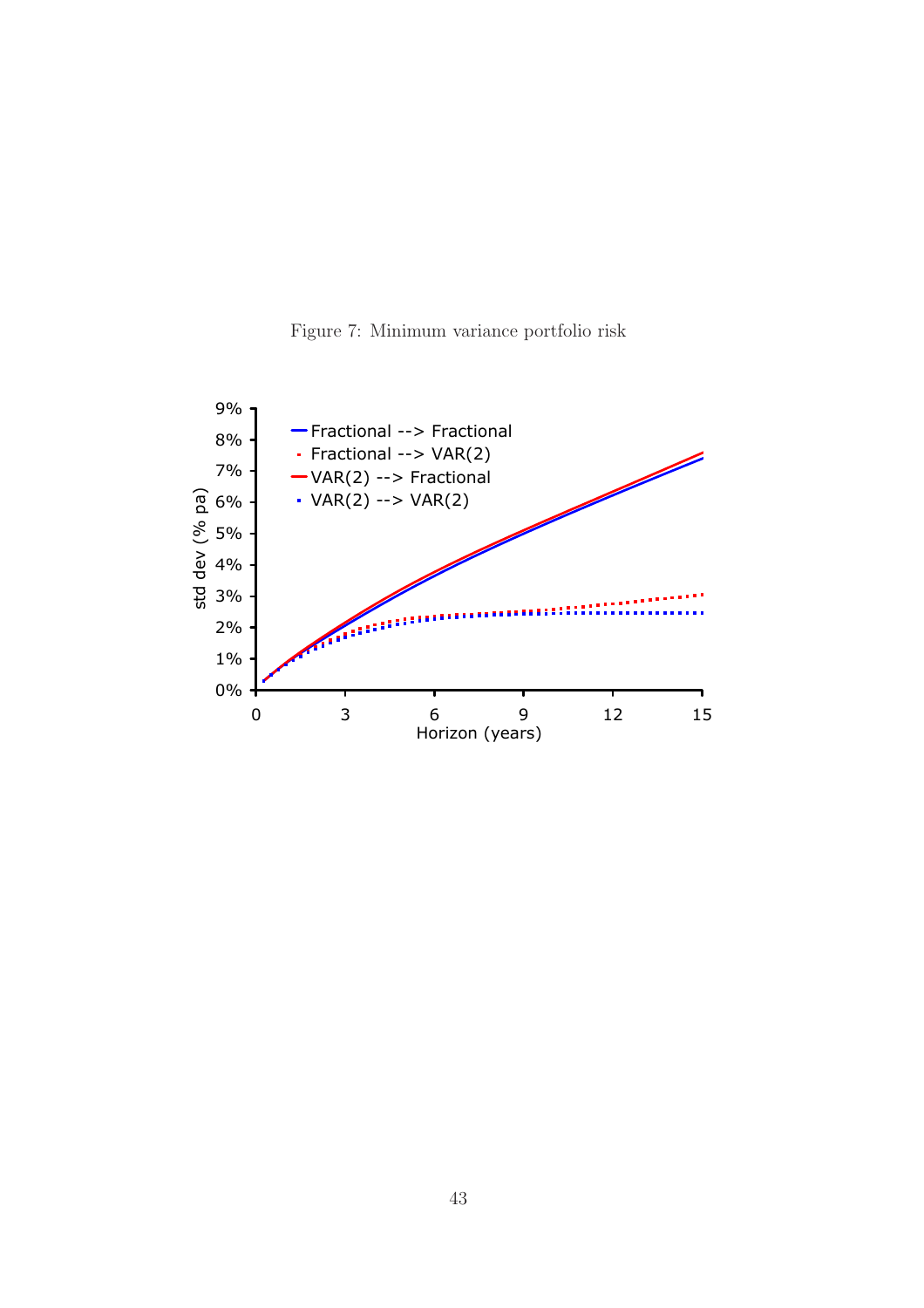Figure 7: Minimum variance portfolio risk

9%
8%
7%
6%
5%
4%
3%
2%
1%
0%

std dev (% pa)

0
3
6
9
12
15

Horizon (years)

Fractional --> Fractional
Fractional --> VAR(2)
VAR(2) --> Fractional
VAR(2) --> VAR(2)